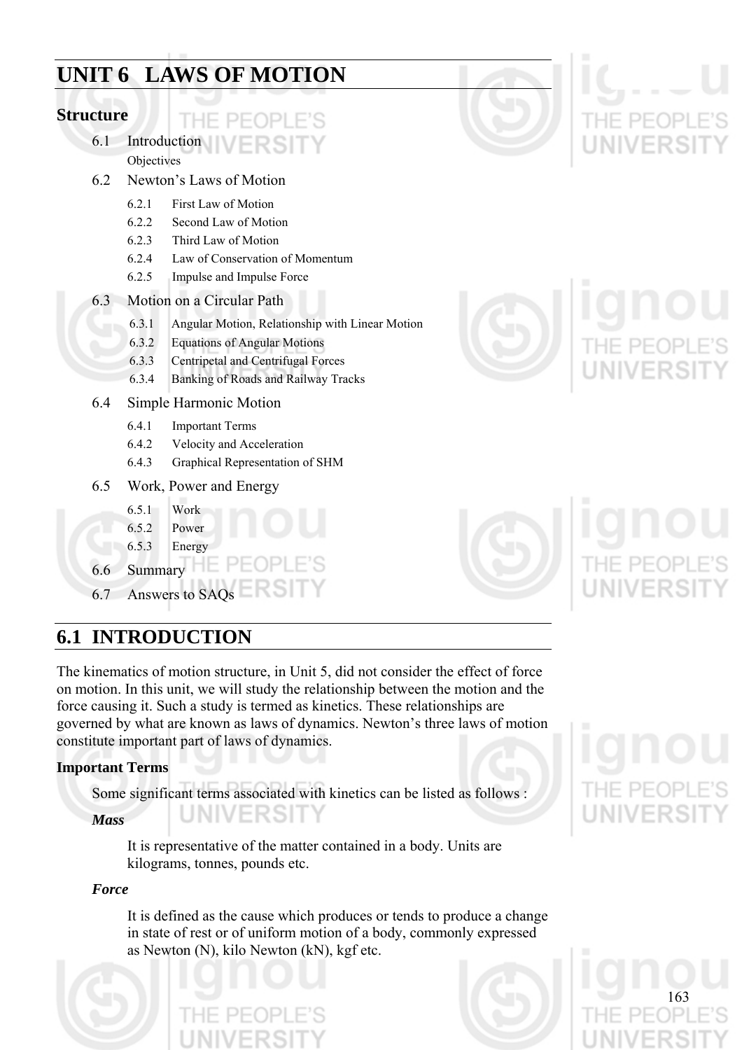# UNIT 6 LAWS OF MOTION

## Structure

6.1 Introduction

Objectives

6.2 Newton's Laws of Motion

- 6.2.1 First Law of Motion
- 6.2.2 Second Law of Motion
- 6.2.3 Third Law of Motion
- 6.2.4 Law of Conservation of Momentum
- 6.2.5 Impulse and Impulse Force

6.3 Motion on a Circular Path

- 6.3.1 Angular Motion, Relationship with Linear Motion
- 6.3.2 Equations of Angular Motions
- 6.3.3 Centripetal and Centrifugal Forces
- 6.3.4 Banking of Roads and Railway Tracks

6.4 Simple Harmonic Motion

- 6.4.1 Important Terms
- 6.4.2 Velocity and Acceleration
- 6.4.3 Graphical Representation of SHM

6.5 Work, Power and Energy

- 6.5.1 Work
- 6.5.2 Power
- 6.5.3 Energy

6.6 Summary

6.7 Answers to SAQs

## 6.1 INTRODUCTION

The kinematics of motion structure, in Unit 5, did not consider the effect of force on motion. In this unit, we will study the relationship between the motion and the force causing it. Such a study is termed as kinetics. These relationships are governed by what are known as laws of dynamics. Newton's three laws of motion constitute important part of laws of dynamics.

### Important Terms

Some significant terms associated with kinetics can be listed as follows :

***Mass***

It is representative of the matter contained in a body. Units are kilograms, tonnes, pounds etc.

***Force***

It is defined as the cause which produces or tends to produce a change in state of rest or of uniform motion of a body, commonly expressed as Newton (N), kilo Newton (kN), kgf etc.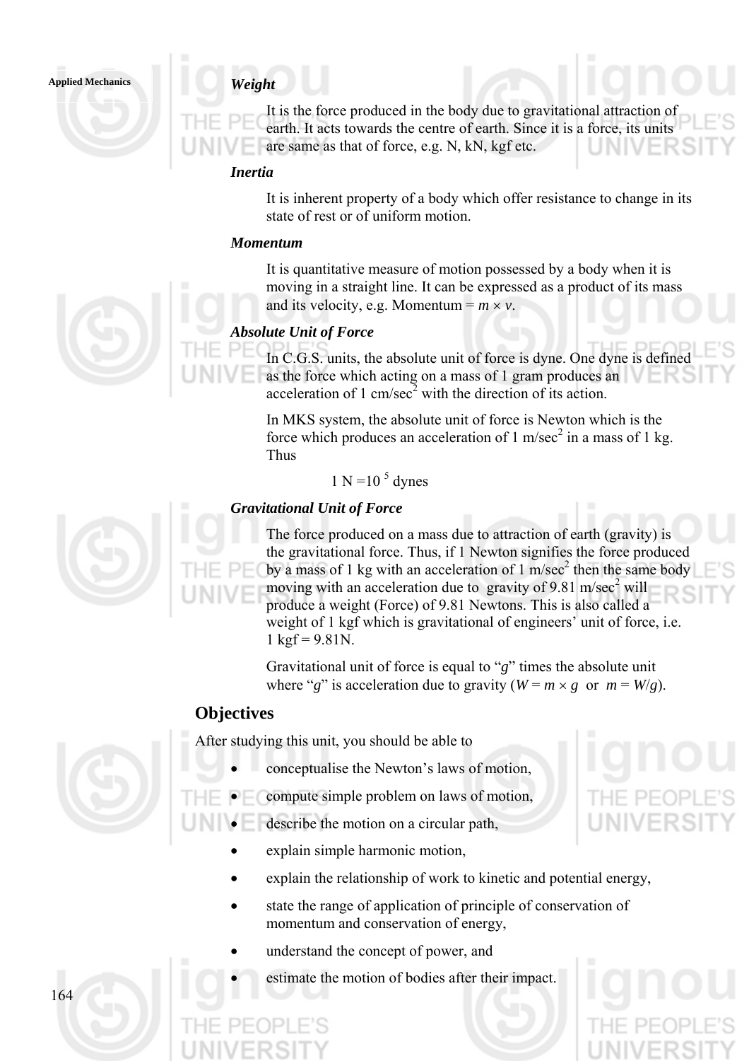#### *Weight*

It is the force produced in the body due to gravitational attraction of earth. It acts towards the centre of earth. Since it is a force, its units are same as that of force, e.g. N, kN, kgf etc.

#### *Inertia*

It is inherent property of a body which offer resistance to change in its state of rest or of uniform motion.

#### *Momentum*

It is quantitative measure of motion possessed by a body when it is moving in a straight line. It can be expressed as a product of its mass and its velocity, e.g. Momentum = $m \times v$.

#### *Absolute Unit of Force*

In C.G.S. units, the absolute unit of force is dyne. One dyne is defined as the force which acting on a mass of 1 gram produces an acceleration of 1 cm/sec$^2$ with the direction of its action.

In MKS system, the absolute unit of force is Newton which is the force which produces an acceleration of 1 m/sec$^2$ in a mass of 1 kg. Thus

$$1 \text{ N} = 10^5 \text{ dynes}$$

#### *Gravitational Unit of Force*

The force produced on a mass due to attraction of earth (gravity) is the gravitational force. Thus, if 1 Newton signifies the force produced by a mass of 1 kg with an acceleration of 1 m/sec$^2$ then the same body moving with an acceleration due to gravity of 9.81 m/sec$^2$ will produce a weight (Force) of 9.81 Newtons. This is also called a weight of 1 kgf which is gravitational of engineers' unit of force, i.e. 1 kgf = 9.81N.

Gravitational unit of force is equal to "$g$" times the absolute unit where "$g$" is acceleration due to gravity ($W = m \times g$ or $m = W/g$).

## Objectives

After studying this unit, you should be able to

- conceptualise the Newton's laws of motion,
- compute simple problem on laws of motion,
- describe the motion on a circular path,
- explain simple harmonic motion,
- explain the relationship of work to kinetic and potential energy,
- state the range of application of principle of conservation of momentum and conservation of energy,
- understand the concept of power, and
- estimate the motion of bodies after their impact.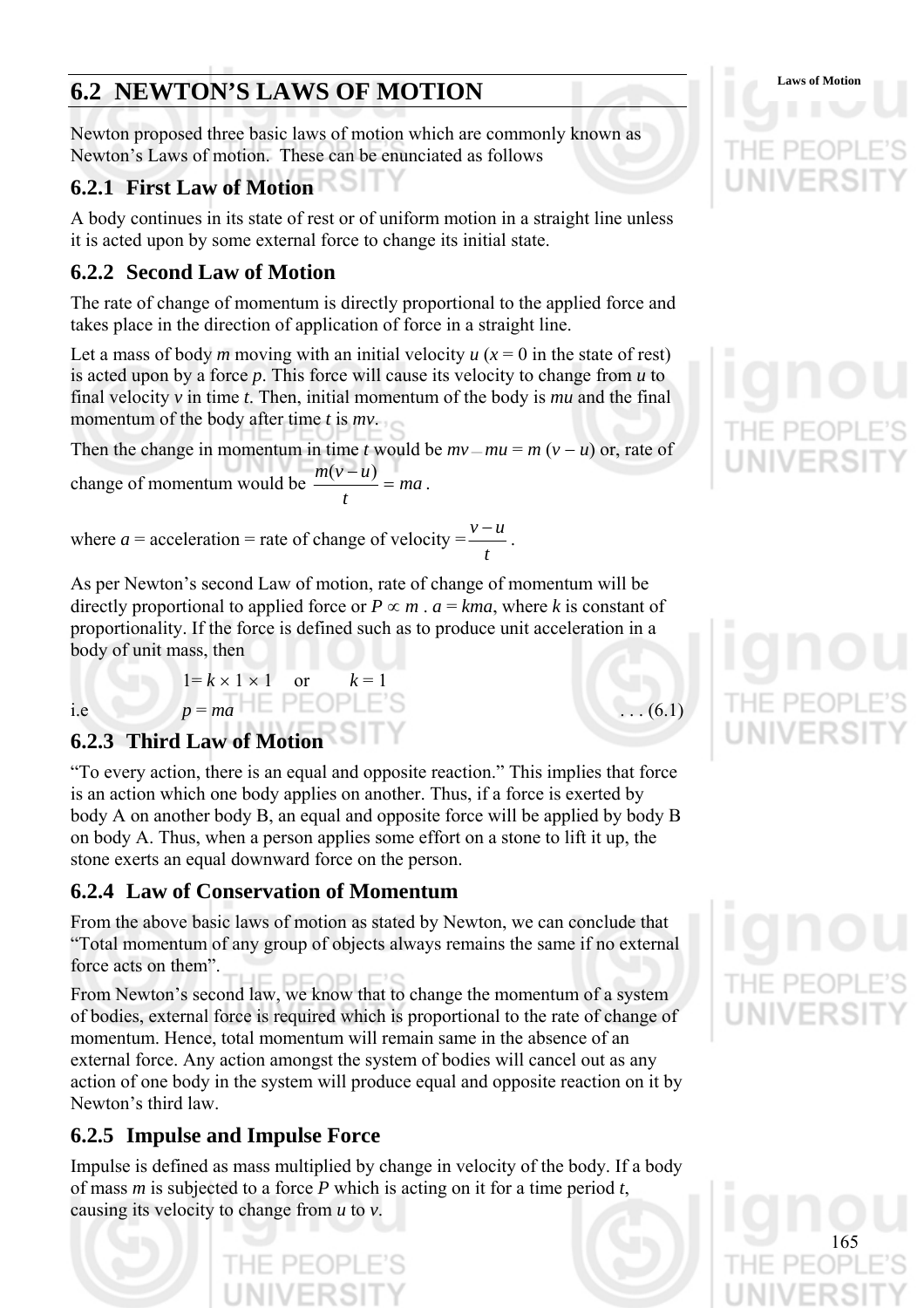## 6.2 NEWTON'S LAWS OF MOTION

Newton proposed three basic laws of motion which are commonly known as Newton's Laws of motion. These can be enunciated as follows

### 6.2.1 First Law of Motion

A body continues in its state of rest or of uniform motion in a straight line unless it is acted upon by some external force to change its initial state.

### 6.2.2 Second Law of Motion

The rate of change of momentum is directly proportional to the applied force and takes place in the direction of application of force in a straight line.

Let a mass of body $m$ moving with an initial velocity $u$ ($x = 0$ in the state of rest) is acted upon by a force $p$. This force will cause its velocity to change from $u$ to final velocity $v$ in time $t$. Then, initial momentum of the body is $mu$ and the final momentum of the body after time $t$ is $mv$.

Then the change in momentum in time $t$ would be $mv - mu = m(v - u)$ or, rate of change of momentum would be $\frac{m(v-u)}{t} = ma$.

where $a$ = acceleration = rate of change of velocity $= \frac{v-u}{t}$.

As per Newton's second Law of motion, rate of change of momentum will be directly proportional to applied force or $P \propto m \cdot a = kma$, where $k$ is constant of proportionality. If the force is defined such as to produce unit acceleration in a body of unit mass, then

$$1 = k \times 1 \times 1 \quad \text{or} \quad k = 1$$

i.e

$$p = ma \qquad \ldots (6.1)$$

### 6.2.3 Third Law of Motion

"To every action, there is an equal and opposite reaction." This implies that force is an action which one body applies on another. Thus, if a force is exerted by body A on another body B, an equal and opposite force will be applied by body B on body A. Thus, when a person applies some effort on a stone to lift it up, the stone exerts an equal downward force on the person.

### 6.2.4 Law of Conservation of Momentum

From the above basic laws of motion as stated by Newton, we can conclude that "Total momentum of any group of objects always remains the same if no external force acts on them".

From Newton's second law, we know that to change the momentum of a system of bodies, external force is required which is proportional to the rate of change of momentum. Hence, total momentum will remain same in the absence of an external force. Any action amongst the system of bodies will cancel out as any action of one body in the system will produce equal and opposite reaction on it by Newton's third law.

### 6.2.5 Impulse and Impulse Force

Impulse is defined as mass multiplied by change in velocity of the body. If a body of mass $m$ is subjected to a force $P$ which is acting on it for a time period $t$, causing its velocity to change from $u$ to $v$.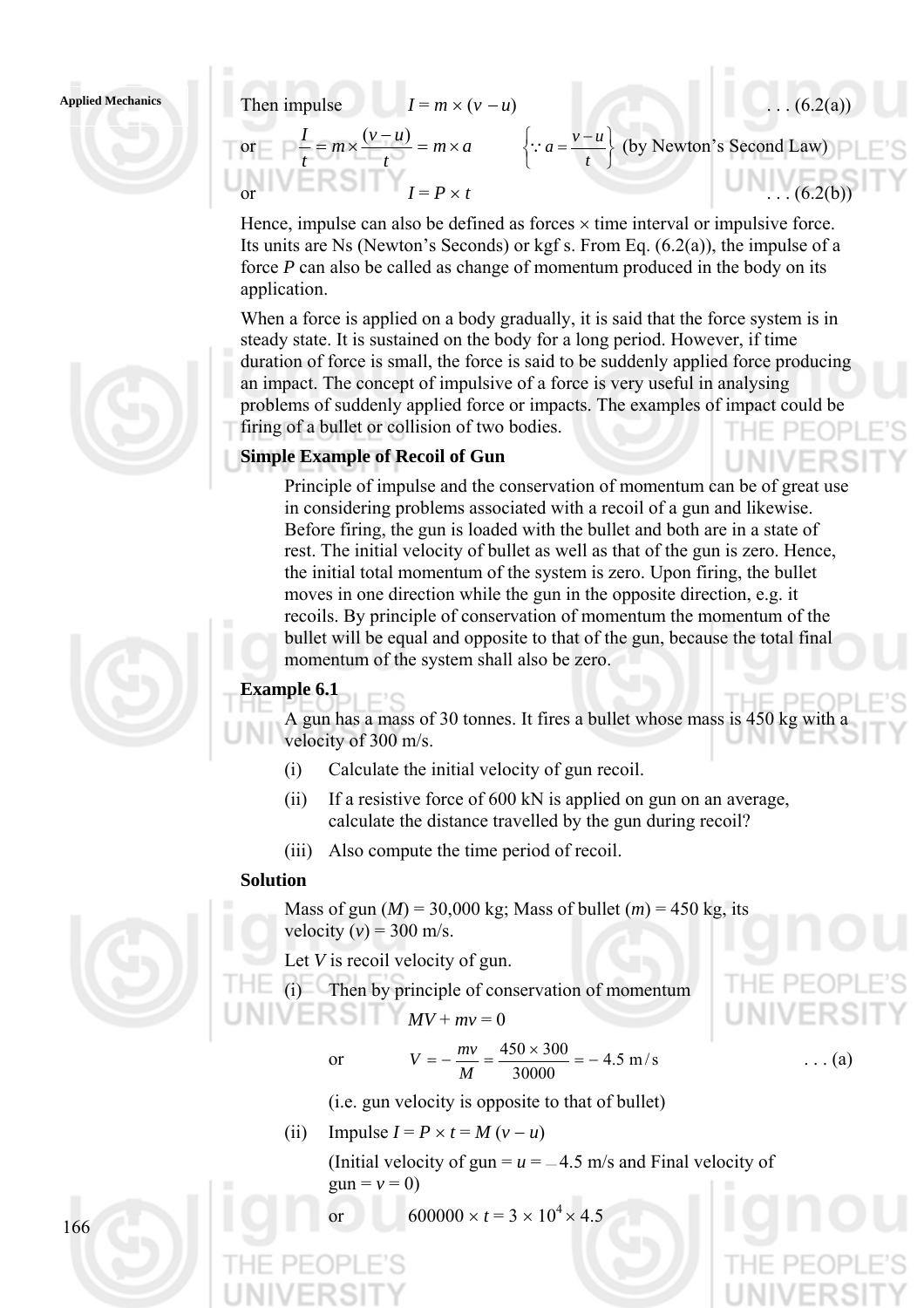Then impulse $\quad I = m \times (v - u)$ $\quad \ldots (6.2(a))$

or $\quad \frac{I}{t} = m \times \frac{(v-u)}{t} = m \times a \qquad \left\{ \because a = \frac{v-u}{t} \right\}$ (by Newton's Second Law)

or $\quad I = P \times t$ $\quad \ldots (6.2(b))$

Hence, impulse can also be defined as forces × time interval or impulsive force. Its units are Ns (Newton's Seconds) or kgf s. From Eq. (6.2(a)), the impulse of a force *P* can also be called as change of momentum produced in the body on its application.

When a force is applied on a body gradually, it is said that the force system is in steady state. It is sustained on the body for a long period. However, if time duration of force is small, the force is said to be suddenly applied force producing an impact. The concept of impulsive of a force is very useful in analysing problems of suddenly applied force or impacts. The examples of impact could be firing of a bullet or collision of two bodies.

**Simple Example of Recoil of Gun**

Principle of impulse and the conservation of momentum can be of great use in considering problems associated with a recoil of a gun and likewise. Before firing, the gun is loaded with the bullet and both are in a state of rest. The initial velocity of bullet as well as that of the gun is zero. Hence, the initial total momentum of the system is zero. Upon firing, the bullet moves in one direction while the gun in the opposite direction, e.g. it recoils. By principle of conservation of momentum the momentum of the bullet will be equal and opposite to that of the gun, because the total final momentum of the system shall also be zero.

**Example 6.1**

A gun has a mass of 30 tonnes. It fires a bullet whose mass is 450 kg with a velocity of 300 m/s.

(i) Calculate the initial velocity of gun recoil.

(ii) If a resistive force of 600 kN is applied on gun on an average, calculate the distance travelled by the gun during recoil?

(iii) Also compute the time period of recoil.

**Solution**

Mass of gun ($M$) = 30,000 kg; Mass of bullet ($m$) = 450 kg, its velocity ($v$) = 300 m/s.

Let $V$ is recoil velocity of gun.

(i) Then by principle of conservation of momentum

$$MV + mv = 0$$

or $\quad V = -\frac{mv}{M} = \frac{450 \times 300}{30000} = -4.5 \text{ m/s} \quad \ldots (a)$

(i.e. gun velocity is opposite to that of bullet)

(ii) Impulse $I = P \times t = M(v - u)$

(Initial velocity of gun = $u$ = – 4.5 m/s and Final velocity of gun = $v$ = 0)

or $\quad 600000 \times t = 3 \times 10^4 \times 4.5$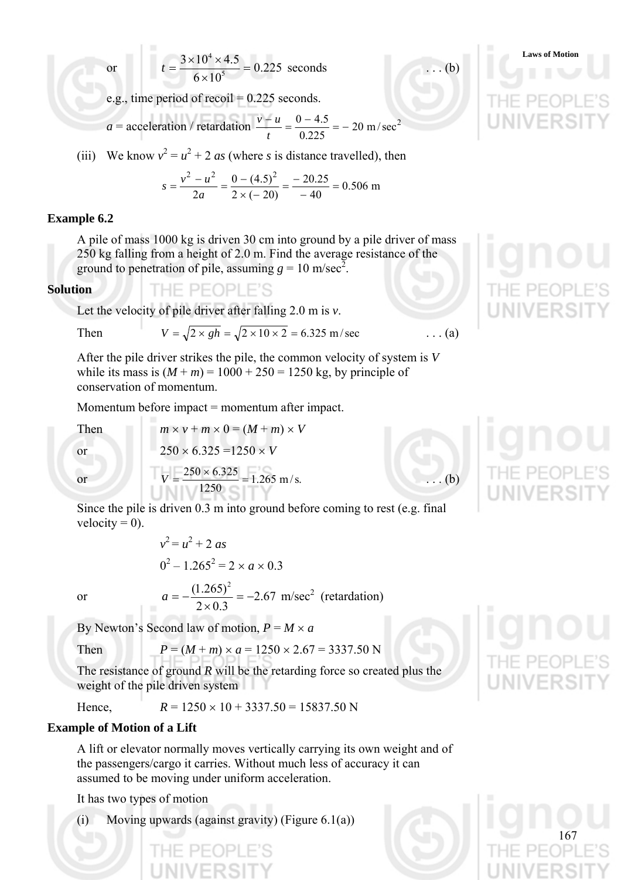or $$t = \frac{3 \times 10^4 \times 4.5}{6 \times 10^5} = 0.225 \text{ seconds} \quad \ldots \text{(b)}$$

e.g., time period of recoil = 0.225 seconds.

$$a = \text{acceleration / retardation } \frac{v - u}{t} = \frac{0 - 4.5}{0.225} = -20 \text{ m/sec}^2$$

(iii) We know $v^2 = u^2 + 2\,as$ (where $s$ is distance travelled), then

$$s = \frac{v^2 - u^2}{2a} = \frac{0 - (4.5)^2}{2 \times (-20)} = \frac{-20.25}{-40} = 0.506 \text{ m}$$

**Example 6.2**

A pile of mass 1000 kg is driven 30 cm into ground by a pile driver of mass 250 kg falling from a height of 2.0 m. Find the average resistance of the ground to penetration of pile, assuming $g = 10$ m/sec$^2$.

**Solution**

Let the velocity of pile driver after falling 2.0 m is $v$.

Then $$V = \sqrt{2 \times gh} = \sqrt{2 \times 10 \times 2} = 6.325 \text{ m/sec} \quad \ldots \text{(a)}$$

After the pile driver strikes the pile, the common velocity of system is $V$ while its mass is $(M + m) = 1000 + 250 = 1250$ kg, by principle of conservation of momentum.

Momentum before impact = momentum after impact.

Then $$m \times v + m \times 0 = (M + m) \times V$$

or $$250 \times 6.325 = 1250 \times V$$

or $$V = \frac{250 \times 6.325}{1250} = 1.265 \text{ m/s.} \quad \ldots \text{(b)}$$

Since the pile is driven 0.3 m into ground before coming to rest (e.g. final velocity = 0).

$$v^2 = u^2 + 2\,as$$

$$0^2 - 1.265^2 = 2 \times a \times 0.3$$

or $$a = -\frac{(1.265)^2}{2 \times 0.3} = -2.67 \text{ m/sec}^2 \text{ (retardation)}$$

By Newton's Second law of motion, $P = M \times a$

Then $$P = (M + m) \times a = 1250 \times 2.67 = 3337.50 \text{ N}$$

The resistance of ground $R$ will be the retarding force so created plus the weight of the pile driven system

Hence, $$R = 1250 \times 10 + 3337.50 = 15837.50 \text{ N}$$

**Example of Motion of a Lift**

A lift or elevator normally moves vertically carrying its own weight and of the passengers/cargo it carries. Without much less of accuracy it can assumed to be moving under uniform acceleration.

It has two types of motion

(i) Moving upwards (against gravity) (Figure 6.1(a))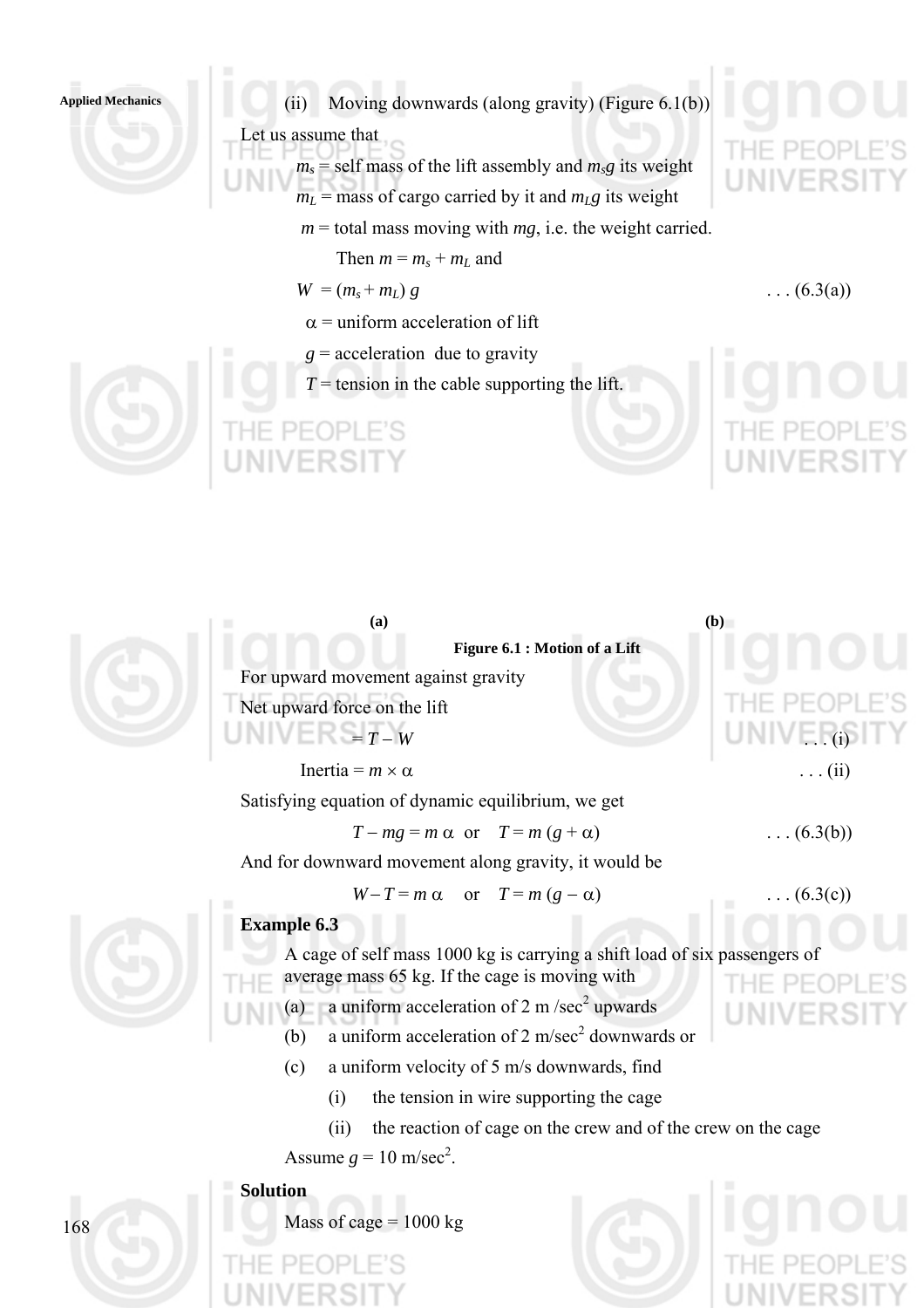(ii) Moving downwards (along gravity) (Figure 6.1(b))

Let us assume that

$m_s$ = self mass of the lift assembly and $m_s g$ its weight

$m_L$ = mass of cargo carried by it and $m_L g$ its weight

$m$ = total mass moving with $mg$, i.e. the weight carried.

Then $m = m_s + m_L$ and

$$W = (m_s + m_L)\, g \qquad \ldots (6.3(a))$$

$\alpha$ = uniform acceleration of lift

$g$ = acceleration due to gravity

$T$ = tension in the cable supporting the lift.

(a) (b)

**Figure 6.1 : Motion of a Lift**

For upward movement against gravity

Net upward force on the lift

$$= T - W \qquad \ldots (i)$$

$$\text{Inertia} = m \times \alpha \qquad \ldots (ii)$$

Satisfying equation of dynamic equilibrium, we get

$$T - mg = m\,\alpha \quad \text{or} \quad T = m\,(g + \alpha) \qquad \ldots (6.3(b))$$

And for downward movement along gravity, it would be

$$W - T = m\,\alpha \quad \text{or} \quad T = m\,(g - \alpha) \qquad \ldots (6.3(c))$$

### Example 6.3

A cage of self mass 1000 kg is carrying a shift load of six passengers of average mass 65 kg. If the cage is moving with

(a) a uniform acceleration of 2 m /sec$^2$ upwards

(b) a uniform acceleration of 2 m/sec$^2$ downwards or

(c) a uniform velocity of 5 m/s downwards, find

   (i) the tension in wire supporting the cage

   (ii) the reaction of cage on the crew and of the crew on the cage

Assume $g$ = 10 m/sec$^2$.

**Solution**

Mass of cage = 1000 kg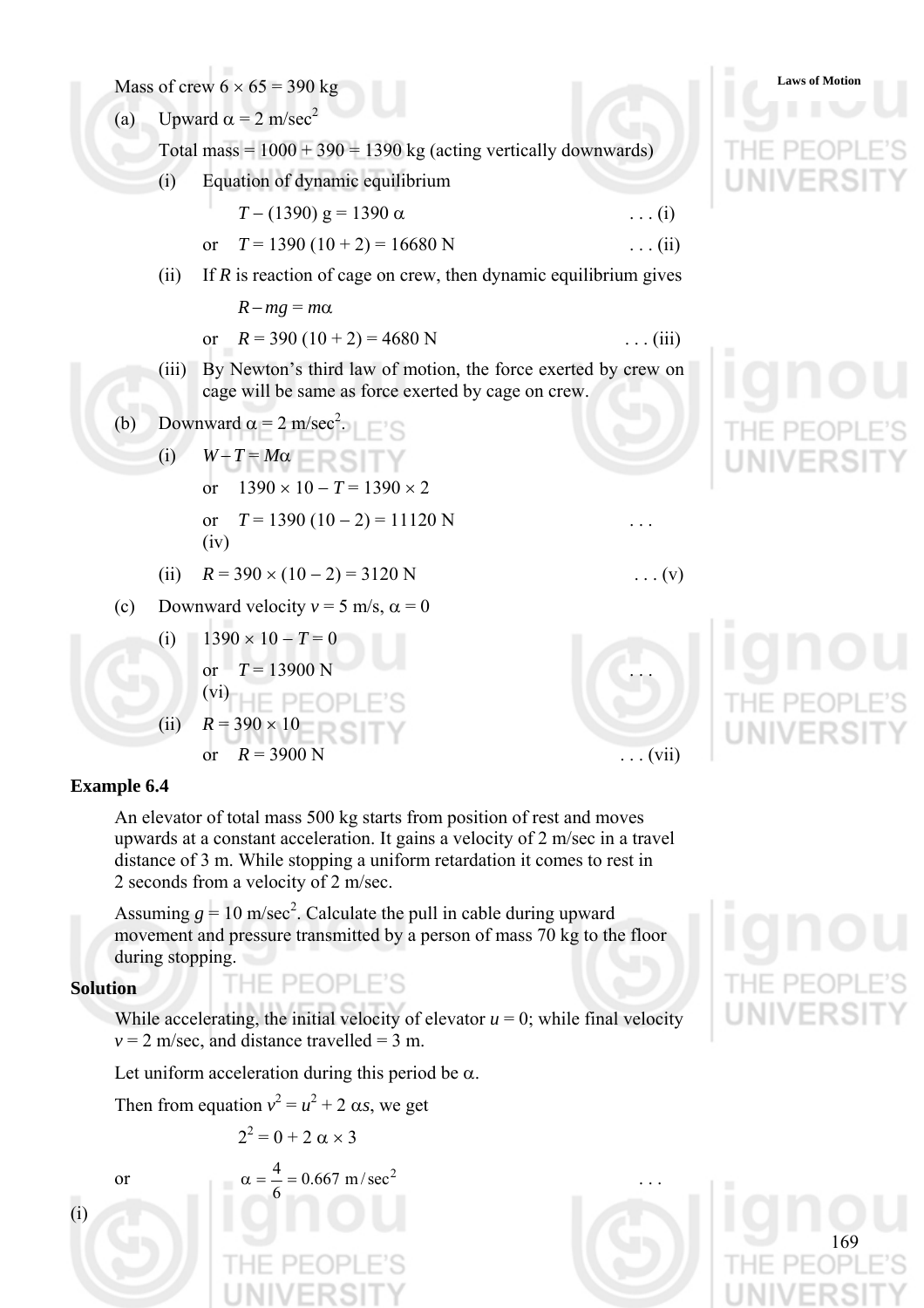Mass of crew $6 \times 65 = 390$ kg

(a) Upward $\alpha = 2$ m/sec$^2$

Total mass = 1000 + 390 = 1390 kg (acting vertically downwards)

(i) Equation of dynamic equilibrium

$$T - (1390)\, g = 1390\, \alpha \quad \text{. . . (i)}$$

or $$T = 1390\,(10 + 2) = 16680 \text{ N} \quad \text{. . . (ii)}$$

(ii) If $R$ is reaction of cage on crew, then dynamic equilibrium gives

$$R - mg = m\alpha$$

or $$R = 390\,(10 + 2) = 4680 \text{ N} \quad \text{. . . (iii)}$$

(iii) By Newton's third law of motion, the force exerted by crew on cage will be same as force exerted by cage on crew.

(b) Downward $\alpha = 2$ m/sec$^2$.

(i) $W - T = M\alpha$

or $1390 \times 10 - T = 1390 \times 2$

or $$T = 1390\,(10 - 2) = 11120 \text{ N} \quad \text{. . . (iv)}$$

(ii) $$R = 390 \times (10 - 2) = 3120 \text{ N} \quad \text{. . . (v)}$$

(c) Downward velocity $v = 5$ m/s, $\alpha = 0$

(i) $1390 \times 10 - T = 0$

or $$T = 13900 \text{ N} \quad \text{. . . (vi)}$$

(ii) $R = 390 \times 10$

or $$R = 3900 \text{ N} \quad \text{. . . (vii)}$$

**Example 6.4**

An elevator of total mass 500 kg starts from position of rest and moves upwards at a constant acceleration. It gains a velocity of 2 m/sec in a travel distance of 3 m. While stopping a uniform retardation it comes to rest in 2 seconds from a velocity of 2 m/sec.

Assuming $g = 10$ m/sec$^2$. Calculate the pull in cable during upward movement and pressure transmitted by a person of mass 70 kg to the floor during stopping.

**Solution**

While accelerating, the initial velocity of elevator $u = 0$; while final velocity $v = 2$ m/sec, and distance travelled = 3 m.

Let uniform acceleration during this period be $\alpha$.

Then from equation $v^2 = u^2 + 2\,\alpha s$, we get

$$2^2 = 0 + 2\,\alpha \times 3$$

or $$\alpha = \frac{4}{6} = 0.667 \text{ m/sec}^2 \quad \text{. . . (i)}$$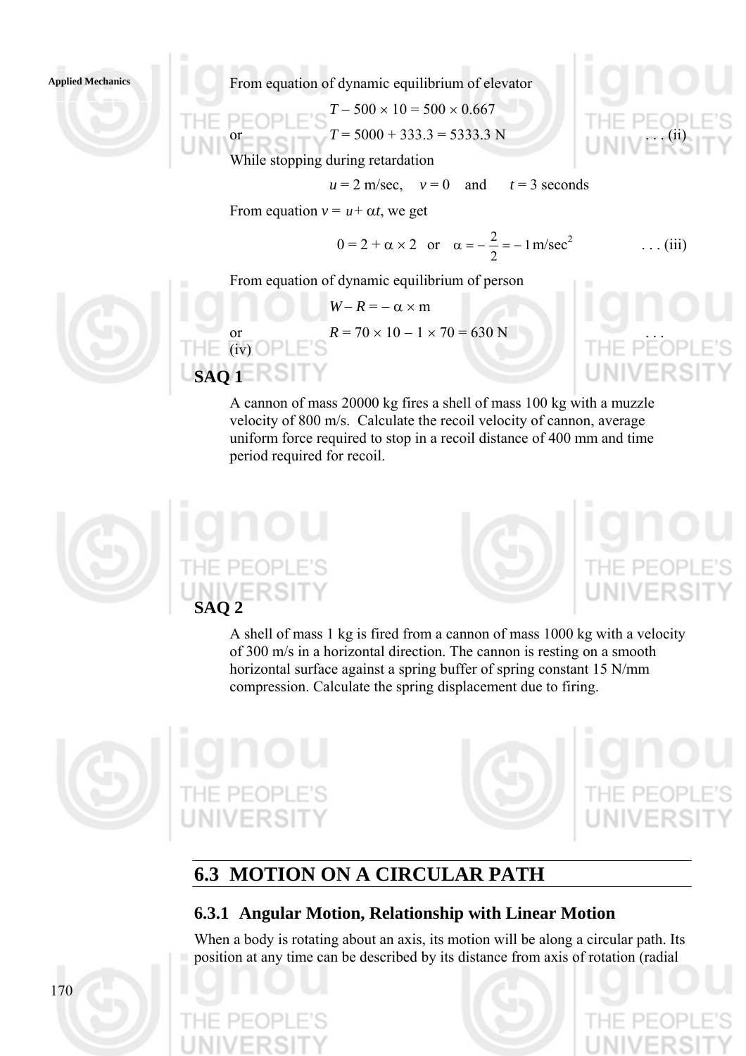From equation of dynamic equilibrium of elevator

$$T - 500 \times 10 = 500 \times 0.667$$

or $$T = 5000 + 333.3 = 5333.3 \text{ N} \quad \ldots \text{(ii)}$$

While stopping during retardation

$$u = 2 \text{ m/sec}, \quad v = 0 \quad \text{and} \quad t = 3 \text{ seconds}$$

From equation $v = u + \alpha t$, we get

$$0 = 2 + \alpha \times 2 \quad \text{or} \quad \alpha = -\frac{2}{2} = -1 \text{ m/sec}^2 \quad \ldots \text{(iii)}$$

From equation of dynamic equilibrium of person

$$W - R = -\alpha \times \text{m}$$

or $$R = 70 \times 10 - 1 \times 70 = 630 \text{ N} \quad \ldots \text{(iv)}$$

**SAQ 1**

A cannon of mass 20000 kg fires a shell of mass 100 kg with a muzzle velocity of 800 m/s. Calculate the recoil velocity of cannon, average uniform force required to stop in a recoil distance of 400 mm and time period required for recoil.

**SAQ 2**

A shell of mass 1 kg is fired from a cannon of mass 1000 kg with a velocity of 300 m/s in a horizontal direction. The cannon is resting on a smooth horizontal surface against a spring buffer of spring constant 15 N/mm compression. Calculate the spring displacement due to firing.

## 6.3 MOTION ON A CIRCULAR PATH

### 6.3.1 Angular Motion, Relationship with Linear Motion

When a body is rotating about an axis, its motion will be along a circular path. Its position at any time can be described by its distance from axis of rotation (radial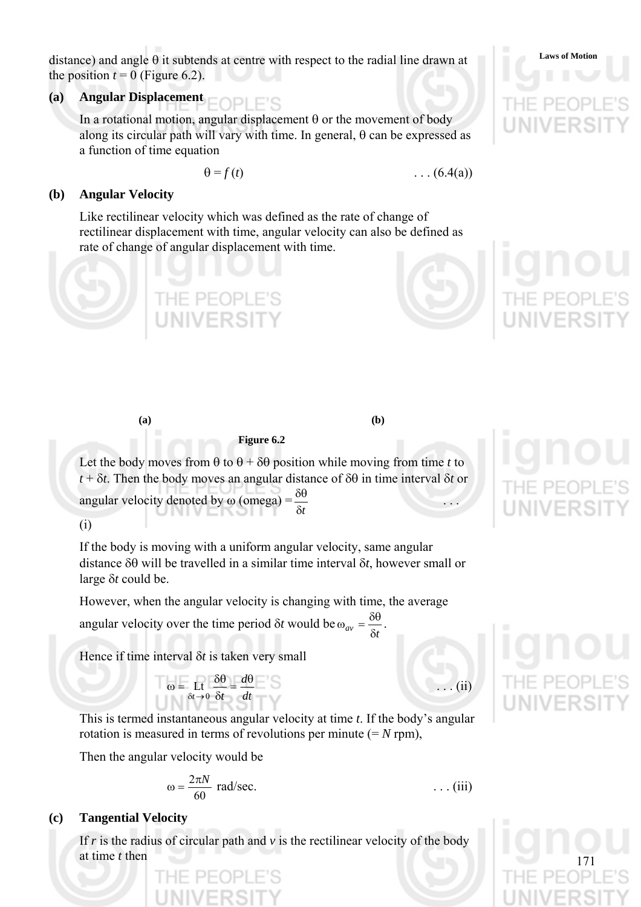distance) and angle θ it subtends at centre with respect to the radial line drawn at the position $t = 0$ (Figure 6.2).

**(a) Angular Displacement**

In a rotational motion, angular displacement θ or the movement of body along its circular path will vary with time. In general, θ can be expressed as a function of time equation

$$\theta = f(t) \qquad \ldots (6.4(a))$$

**(b) Angular Velocity**

Like rectilinear velocity which was defined as the rate of change of rectilinear displacement with time, angular velocity can also be defined as rate of change of angular displacement with time.

(a) (b)

**Figure 6.2**

Let the body moves from θ to θ + δθ position while moving from time $t$ to $t + \delta t$. Then the body moves an angular distance of δθ in time interval δ$t$ or angular velocity denoted by ω (omega) $= \dfrac{\delta\theta}{\delta t}$ . . . (i)

If the body is moving with a uniform angular velocity, same angular distance δθ will be travelled in a similar time interval δ$t$, however small or large δ$t$ could be.

However, when the angular velocity is changing with time, the average angular velocity over the time period δ$t$ would be $\omega_{av} = \dfrac{\delta\theta}{\delta t}$.

Hence if time interval δ$t$ is taken very small

$$\omega = \underset{\delta t \to 0}{\text{Lt}} \frac{\delta\theta}{\delta t} = \frac{d\theta}{dt} \qquad \ldots \text{(ii)}$$

This is termed instantaneous angular velocity at time $t$. If the body's angular rotation is measured in terms of revolutions per minute (= $N$ rpm),

Then the angular velocity would be

$$\omega = \frac{2\pi N}{60} \text{ rad/sec.} \qquad \ldots \text{(iii)}$$

**(c) Tangential Velocity**

If $r$ is the radius of circular path and $v$ is the rectilinear velocity of the body at time $t$ then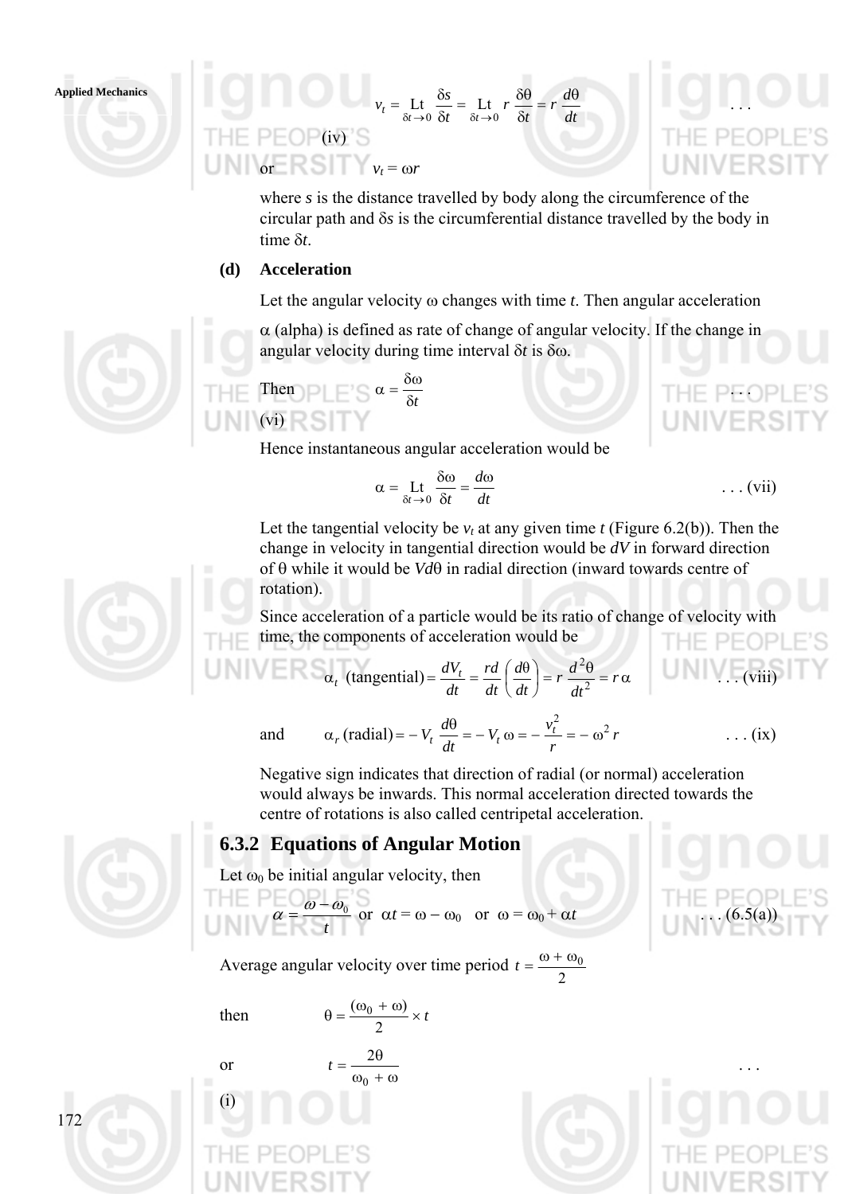$$v_t = \underset{\delta t \to 0}{\text{Lt}} \frac{\delta s}{\delta t} = \underset{\delta t \to 0}{\text{Lt}}\ r \frac{\delta \theta}{\delta t} = r \frac{d\theta}{dt} \quad \ldots \text{(iv)}$$

or $\quad v_t = \omega r$

where $s$ is the distance travelled by body along the circumference of the circular path and $\delta s$ is the circumferential distance travelled by the body in time $\delta t$.

**(d) Acceleration**

Let the angular velocity $\omega$ changes with time $t$. Then angular acceleration $\alpha$ (alpha) is defined as rate of change of angular velocity. If the change in angular velocity during time interval $\delta t$ is $\delta\omega$.

Then $\quad \alpha = \frac{\delta \omega}{\delta t} \quad \ldots \text{(vi)}$

Hence instantaneous angular acceleration would be

$$\alpha = \underset{\delta t \to 0}{\text{Lt}} \frac{\delta \omega}{\delta t} = \frac{d\omega}{dt} \quad \ldots \text{(vii)}$$

Let the tangential velocity be $v_t$ at any given time $t$ (Figure 6.2(b)). Then the change in velocity in tangential direction would be $dV$ in forward direction of $\theta$ while it would be $Vd\theta$ in radial direction (inward towards centre of rotation).

Since acceleration of a particle would be its ratio of change of velocity with time, the components of acceleration would be

$$\alpha_t \text{ (tangential)} = \frac{dV_t}{dt} = \frac{rd}{dt}\left(\frac{d\theta}{dt}\right) = r\frac{d^2\theta}{dt^2} = r\,\alpha \quad \ldots \text{(viii)}$$

and $$\alpha_r \text{ (radial)} = -V_t \frac{d\theta}{dt} = -V_t\,\omega = -\frac{v_t^2}{r} = -\omega^2 r \quad \ldots \text{(ix)}$$

Negative sign indicates that direction of radial (or normal) acceleration would always be inwards. This normal acceleration directed towards the centre of rotations is also called centripetal acceleration.

### 6.3.2 Equations of Angular Motion

Let $\omega_0$ be initial angular velocity, then

$$\alpha = \frac{\omega - \omega_0}{t} \text{ or } \alpha t = \omega - \omega_0 \text{ or } \omega = \omega_0 + \alpha t \quad \ldots \text{(6.5(a))}$$

Average angular velocity over time period $t = \frac{\omega + \omega_0}{2}$

then $\quad \theta = \frac{(\omega_0 + \omega)}{2} \times t$

or $\quad t = \frac{2\theta}{\omega_0 + \omega} \quad \ldots \text{(i)}$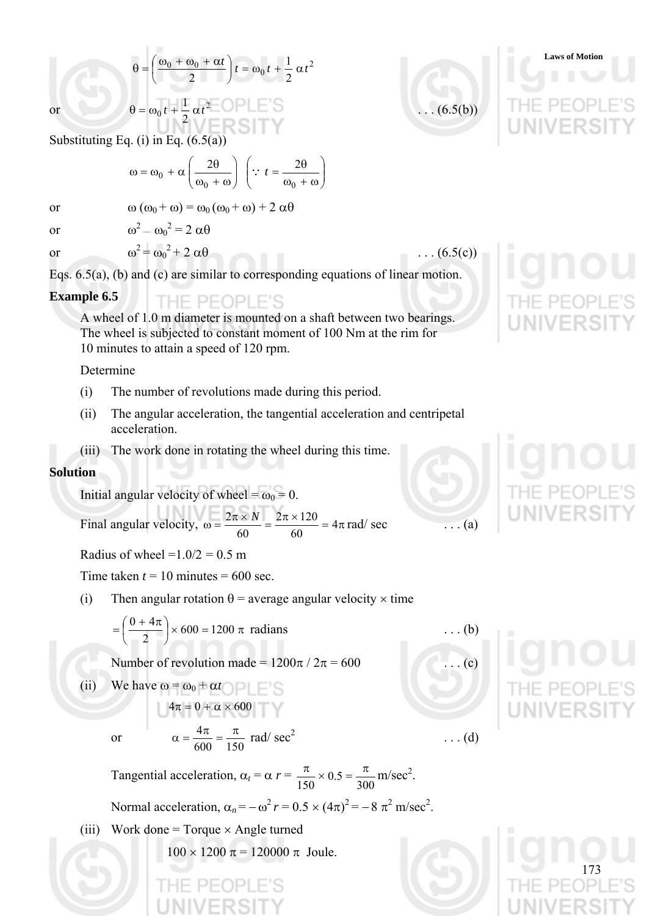$$\theta = \left(\frac{\omega_0 + \omega_0 + \alpha t}{2}\right) t = \omega_0 t + \frac{1}{2} \alpha t^2$$

or $$\theta = \omega_0 t + \frac{1}{2} \alpha t^2 \qquad \ldots (6.5(b))$$

Substituting Eq. (i) in Eq. (6.5(a))

$$\omega = \omega_0 + \alpha \left(\frac{2\theta}{\omega_0 + \omega}\right) \quad \left(\because \ t = \frac{2\theta}{\omega_0 + \omega}\right)$$

or $$\omega (\omega_0 + \omega) = \omega_0 (\omega_0 + \omega) + 2 \alpha\theta$$

or $$\omega^2 - \omega_0^2 = 2 \alpha\theta$$

or $$\omega^2 = \omega_0^2 + 2 \alpha\theta \qquad \ldots (6.5(c))$$

Eqs. 6.5(a), (b) and (c) are similar to corresponding equations of linear motion.

**Example 6.5**

A wheel of 1.0 m diameter is mounted on a shaft between two bearings. The wheel is subjected to constant moment of 100 Nm at the rim for 10 minutes to attain a speed of 120 rpm.

Determine

(i) The number of revolutions made during this period.

(ii) The angular acceleration, the tangential acceleration and centripetal acceleration.

(iii) The work done in rotating the wheel during this time.

**Solution**

Initial angular velocity of wheel = $\omega_0 = 0$.

Final angular velocity, $\omega = \frac{2\pi \times N}{60} = \frac{2\pi \times 120}{60} = 4\pi$ rad/ sec $\qquad \ldots$ (a)

Radius of wheel =1.0/2 = 0.5 m

Time taken $t$ = 10 minutes = 600 sec.

(i) Then angular rotation $\theta$ = average angular velocity $\times$ time

$$= \left(\frac{0 + 4\pi}{2}\right) \times 600 = 1200\,\pi \text{ radians} \qquad \ldots (b)$$

Number of revolution made = $1200\pi / 2\pi = 600$ $\qquad \ldots$ (c)

(ii) We have $\omega = \omega_0 + \alpha t$

$$4\pi = 0 + \alpha \times 600$$

or $$\alpha = \frac{4\pi}{600} = \frac{\pi}{150} \text{ rad/ sec}^2 \qquad \ldots (d)$$

Tangential acceleration, $\alpha_t = \alpha\, r = \frac{\pi}{150} \times 0.5 = \frac{\pi}{300}$ m/sec$^2$.

Normal acceleration, $\alpha_n = -\,\omega^2 r = 0.5 \times (4\pi)^2 = -\,8\,\pi^2$ m/sec$^2$.

(iii) Work done = Torque $\times$ Angle turned

$100 \times 1200\,\pi = 120000\,\pi$ Joule.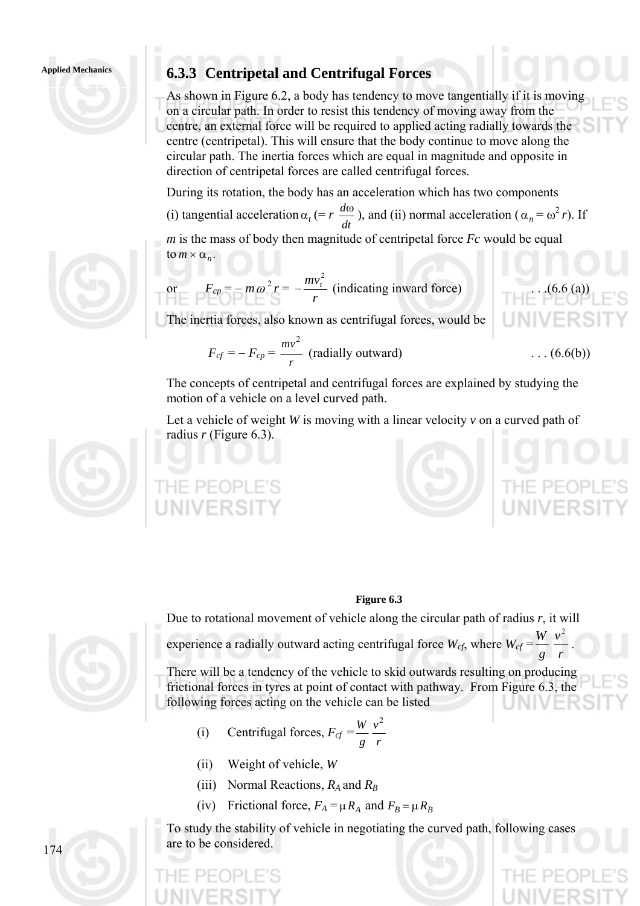### 6.3.3 Centripetal and Centrifugal Forces

As shown in Figure 6.2, a body has tendency to move tangentially if it is moving on a circular path. In order to resist this tendency of moving away from the centre, an external force will be required to applied acting radially towards the centre (centripetal). This will ensure that the body continue to move along the circular path. The inertia forces which are equal in magnitude and opposite in direction of centripetal forces are called centrifugal forces.

During its rotation, the body has an acceleration which has two components (i) tangential acceleration $\alpha_t$ (= $r\,\frac{d\omega}{dt}$), and (ii) normal acceleration ($\alpha_n = \omega^2 r$). If *m* is the mass of body then magnitude of centripetal force *Fc* would be equal to $m \times \alpha_n$.

or $$F_{cp} = -m\,\omega^2 r = -\frac{m v_t^2}{r} \text{ (indicating inward force)} \qquad \ldots (6.6\ (a))$$

The inertia forces, also known as centrifugal forces, would be

$$F_{cf} = -F_{cp} = \frac{m v^2}{r} \text{ (radially outward)} \qquad \ldots (6.6(b))$$

The concepts of centripetal and centrifugal forces are explained by studying the motion of a vehicle on a level curved path.

Let a vehicle of weight *W* is moving with a linear velocity *v* on a curved path of radius *r* (Figure 6.3).

**Figure 6.3**

Due to rotational movement of vehicle along the circular path of radius *r*, it will experience a radially outward acting centrifugal force $W_{cf}$, where $W_{cf} = \frac{W}{g}\,\frac{v^2}{r}$.

There will be a tendency of the vehicle to skid outwards resulting on producing frictional forces in tyres at point of contact with pathway. From Figure 6.3, the following forces acting on the vehicle can be listed

(i) Centrifugal forces, $F_{cf} = \frac{W}{g}\,\frac{v^2}{r}$

(ii) Weight of vehicle, *W*

(iii) Normal Reactions, $R_A$ and $R_B$

(iv) Frictional force, $F_A = \mu R_A$ and $F_B = \mu R_B$

To study the stability of vehicle in negotiating the curved path, following cases are to be considered.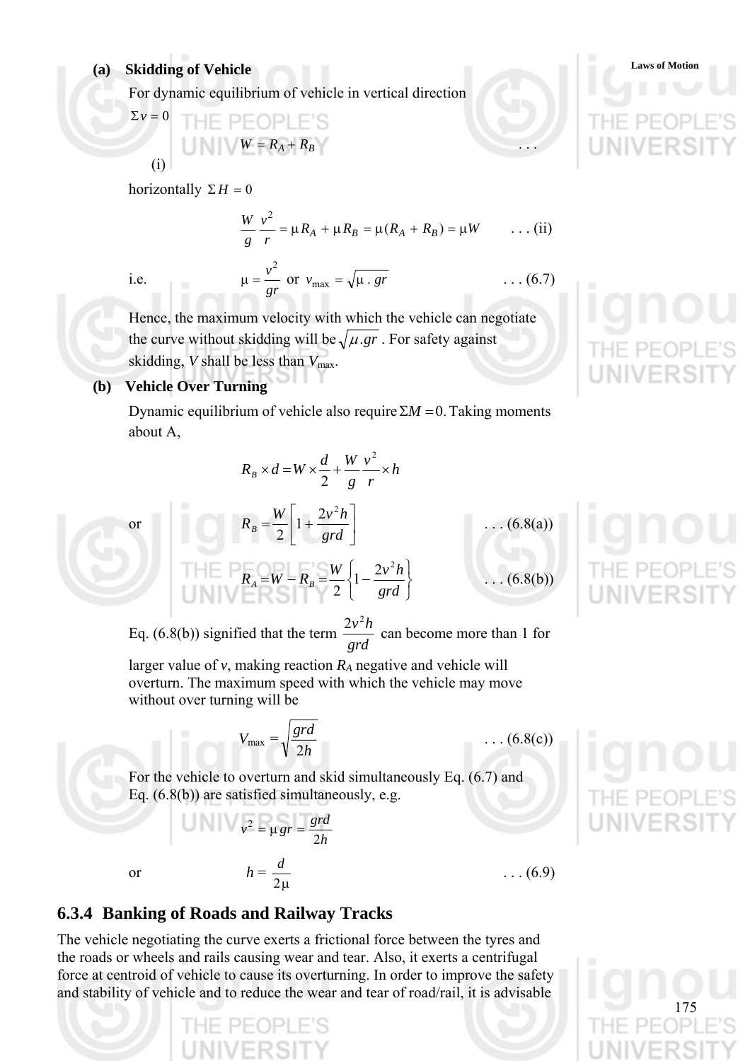**(a) Skidding of Vehicle**

For dynamic equilibrium of vehicle in vertical direction

$\Sigma v = 0$

$$W = R_A + R_B \qquad \ldots \text{(i)}$$

horizontally $\Sigma H = 0$

$$\frac{W}{g}\frac{v^2}{r} = \mu R_A + \mu R_B = \mu(R_A + R_B) = \mu W \qquad \ldots \text{(ii)}$$

i.e.

$$\mu = \frac{v^2}{gr} \text{ or } v_{\max} = \sqrt{\mu \cdot gr} \qquad \ldots (6.7)$$

Hence, the maximum velocity with which the vehicle can negotiate the curve without skidding will be $\sqrt{\mu . gr}$ . For safety against skidding, $V$ shall be less than $V_{\max}$.

**(b) Vehicle Over Turning**

Dynamic equilibrium of vehicle also require $\Sigma M = 0$. Taking moments about A,

$$R_B \times d = W \times \frac{d}{2} + \frac{W}{g}\frac{v^2}{r} \times h$$

or

$$R_B = \frac{W}{2}\left[1 + \frac{2v^2 h}{grd}\right] \qquad \ldots (6.8(a))$$

$$R_A = W - R_B = \frac{W}{2}\left\{1 - \frac{2v^2 h}{grd}\right\} \qquad \ldots (6.8(b))$$

Eq. (6.8(b)) signified that the term $\frac{2v^2 h}{grd}$ can become more than 1 for larger value of $v$, making reaction $R_A$ negative and vehicle will overturn. The maximum speed with which the vehicle may move without over turning will be

$$V_{\max} = \sqrt{\frac{grd}{2h}} \qquad \ldots (6.8(c))$$

For the vehicle to overturn and skid simultaneously Eq. (6.7) and Eq. (6.8(b)) are satisfied simultaneously, e.g.

$$v^2 = \mu\, gr = \frac{grd}{2h}$$

or

$$h = \frac{d}{2\mu} \qquad \ldots (6.9)$$

### 6.3.4 Banking of Roads and Railway Tracks

The vehicle negotiating the curve exerts a frictional force between the tyres and the roads or wheels and rails causing wear and tear. Also, it exerts a centrifugal force at centroid of vehicle to cause its overturning. In order to improve the safety and stability of vehicle and to reduce the wear and tear of road/rail, it is advisable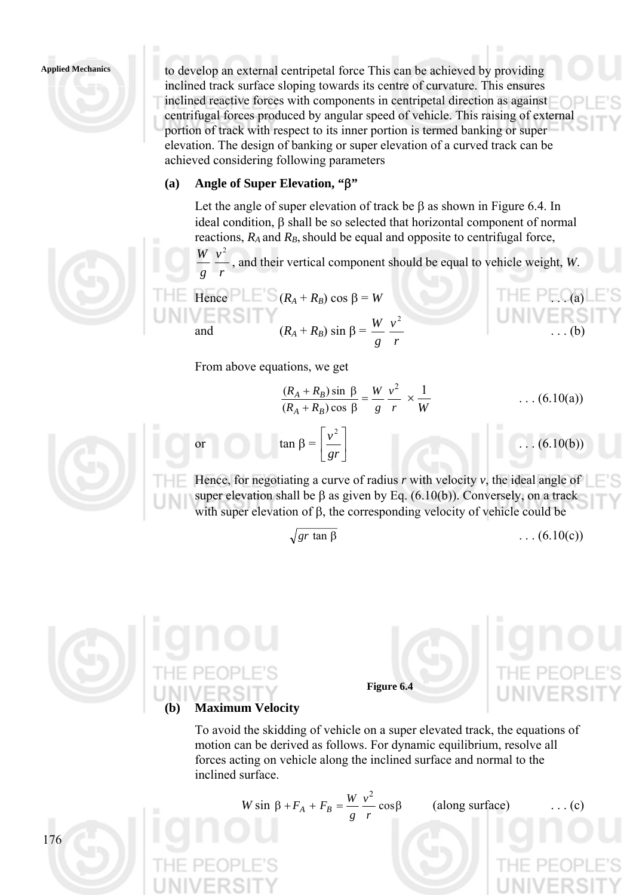to develop an external centripetal force This can be achieved by providing inclined track surface sloping towards its centre of curvature. This ensures inclined reactive forces with components in centripetal direction as against centrifugal forces produced by angular speed of vehicle. This raising of external portion of track with respect to its inner portion is termed banking or super elevation. The design of banking or super elevation of a curved track can be achieved considering following parameters

**(a) Angle of Super Elevation, "β"**

Let the angle of super elevation of track be β as shown in Figure 6.4. In ideal condition, β shall be so selected that horizontal component of normal reactions, $R_A$ and $R_B$, should be equal and opposite to centrifugal force, $\frac{W}{g}\frac{v^2}{r}$, and their vertical component should be equal to vehicle weight, $W$.

Hence $$(R_A + R_B) \cos \beta = W \qquad \ldots \text{(a)}$$

and $$(R_A + R_B) \sin \beta = \frac{W}{g}\frac{v^2}{r} \qquad \ldots \text{(b)}$$

From above equations, we get

$$\frac{(R_A + R_B) \sin \beta}{(R_A + R_B) \cos \beta} = \frac{W}{g}\frac{v^2}{r} \times \frac{1}{W} \qquad \ldots \text{(6.10(a))}$$

or $$\tan \beta = \left[\frac{v^2}{gr}\right] \qquad \ldots \text{(6.10(b))}$$

Hence, for negotiating a curve of radius $r$ with velocity $v$, the ideal angle of super elevation shall be β as given by Eq. (6.10(b)). Conversely, on a track with super elevation of β, the corresponding velocity of vehicle could be

$$\sqrt{gr \tan \beta} \qquad \ldots \text{(6.10(c))}$$

Figure 6.4

**(b) Maximum Velocity**

To avoid the skidding of vehicle on a super elevated track, the equations of motion can be derived as follows. For dynamic equilibrium, resolve all forces acting on vehicle along the inclined surface and normal to the inclined surface.

$$W \sin \beta + F_A + F_B = \frac{W}{g}\frac{v^2}{r}\cos\beta \qquad \text{(along surface)} \qquad \ldots \text{(c)}$$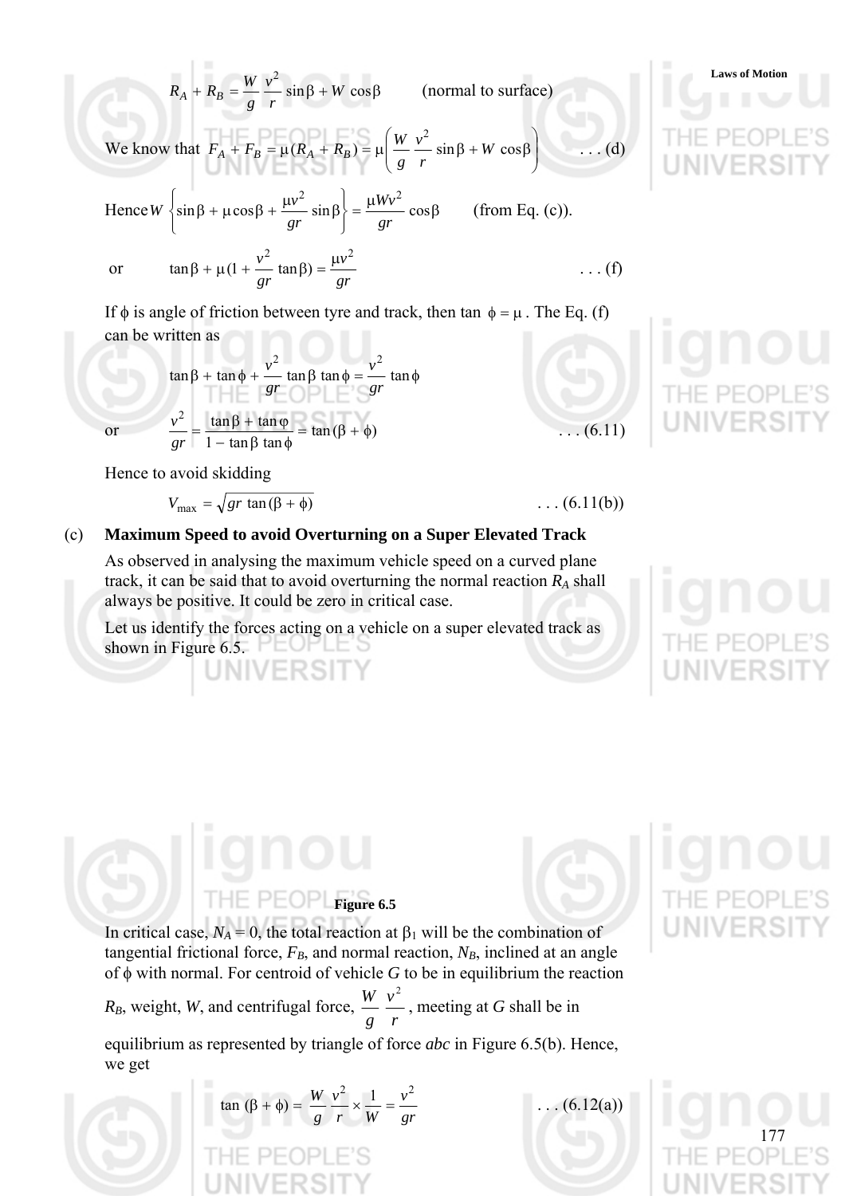$$R_A + R_B = \frac{W}{g}\frac{v^2}{r}\sin\beta + W\cos\beta \qquad \text{(normal to surface)}$$

We know that $F_A + F_B = \mu(R_A + R_B) = \mu\left(\frac{W}{g}\frac{v^2}{r}\sin\beta + W\cos\beta\right)$ . . . (d)

Hence $W\left\{\sin\beta + \mu\cos\beta + \frac{\mu v^2}{gr}\sin\beta\right\} = \frac{\mu W v^2}{gr}\cos\beta$ (from Eq. (c)).

or $$\tan\beta + \mu\left(1 + \frac{v^2}{gr}\tan\beta\right) = \frac{\mu v^2}{gr} \qquad \text{. . . (f)}$$

If $\phi$ is angle of friction between tyre and track, then $\tan\phi = \mu$. The Eq. (f) can be written as

$$\tan\beta + \tan\phi + \frac{v^2}{gr}\tan\beta\tan\phi = \frac{v^2}{gr}\tan\phi$$

or $$\frac{v^2}{gr} = \frac{\tan\beta + \tan\varphi}{1 - \tan\beta\tan\phi} = \tan(\beta + \phi) \qquad \text{. . . (6.11)}$$

Hence to avoid skidding

$$V_{max} = \sqrt{gr\tan(\beta + \phi)} \qquad \text{. . . (6.11(b))}$$

(c) **Maximum Speed to avoid Overturning on a Super Elevated Track**

As observed in analysing the maximum vehicle speed on a curved plane track, it can be said that to avoid overturning the normal reaction $R_A$ shall always be positive. It could be zero in critical case.

Let us identify the forces acting on a vehicle on a super elevated track as shown in Figure 6.5.

**Figure 6.5**

In critical case, $N_A = 0$, the total reaction at $\beta_1$ will be the combination of tangential frictional force, $F_B$, and normal reaction, $N_B$, inclined at an angle of $\phi$ with normal. For centroid of vehicle $G$ to be in equilibrium the reaction $R_B$, weight, $W$, and centrifugal force, $\frac{W}{g}\frac{v^2}{r}$, meeting at $G$ shall be in equilibrium as represented by triangle of force *abc* in Figure 6.5(b). Hence, we get

$$\tan(\beta + \phi) = \frac{W}{g}\frac{v^2}{r} \times \frac{1}{W} = \frac{v^2}{gr} \qquad \text{. . . (6.12(a))}$$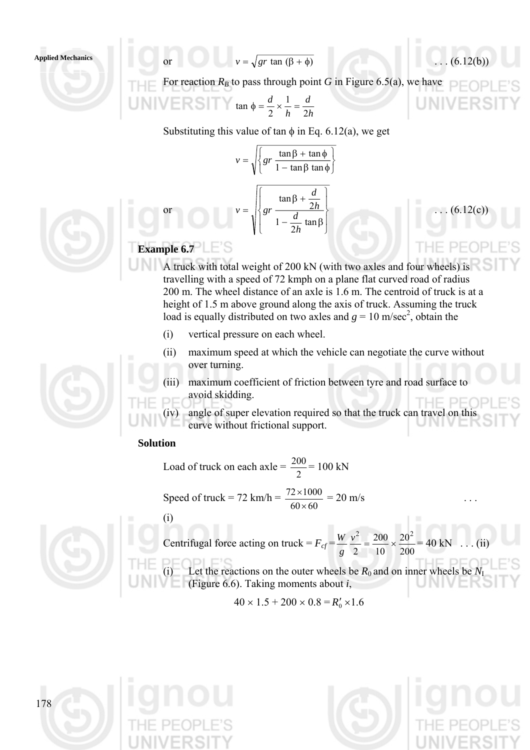or $$v = \sqrt{gr \tan (\beta + \phi)} \quad \ldots (6.12(b))$$

For reaction $R_B$ to pass through point $G$ in Figure 6.5(a), we have

$$\tan \phi = \frac{d}{2} \times \frac{1}{h} = \frac{d}{2h}$$

Substituting this value of $\tan \phi$ in Eq. 6.12(a), we get

$$v = \sqrt{\left\{ gr \frac{\tan \beta + \tan \phi}{1 - \tan \beta \tan \phi} \right\}}$$

or $$v = \sqrt{\left\{ gr \frac{\tan \beta + \frac{d}{2h}}{1 - \frac{d}{2h} \tan \beta} \right\}} \quad \ldots (6.12(c))$$

**Example 6.7**

A truck with total weight of 200 kN (with two axles and four wheels) is travelling with a speed of 72 kmph on a plane flat curved road of radius 200 m. The wheel distance of an axle is 1.6 m. The centroid of truck is at a height of 1.5 m above ground along the axis of truck. Assuming the truck load is equally distributed on two axles and $g = 10$ m/sec$^2$, obtain the

(i) vertical pressure on each wheel.

(ii) maximum speed at which the vehicle can negotiate the curve without over turning.

(iii) maximum coefficient of friction between tyre and road surface to avoid skidding.

(iv) angle of super elevation required so that the truck can travel on this curve without frictional support.

**Solution**

Load of truck on each axle = $\frac{200}{2} = 100$ kN

Speed of truck = 72 km/h = $\frac{72 \times 1000}{60 \times 60} = 20$ m/s $\quad \ldots$ (i)

Centrifugal force acting on truck = $F_{cf} = \frac{W}{g} \frac{v^2}{2} = \frac{200}{10} \times \frac{20^2}{200} = 40$ kN $\quad \ldots$ (ii)

(i) Let the reactions on the outer wheels be $R_0$ and on inner wheels be $N_I$ (Figure 6.6). Taking moments about $i$,

$$40 \times 1.5 + 200 \times 0.8 = R_0' \times 1.6$$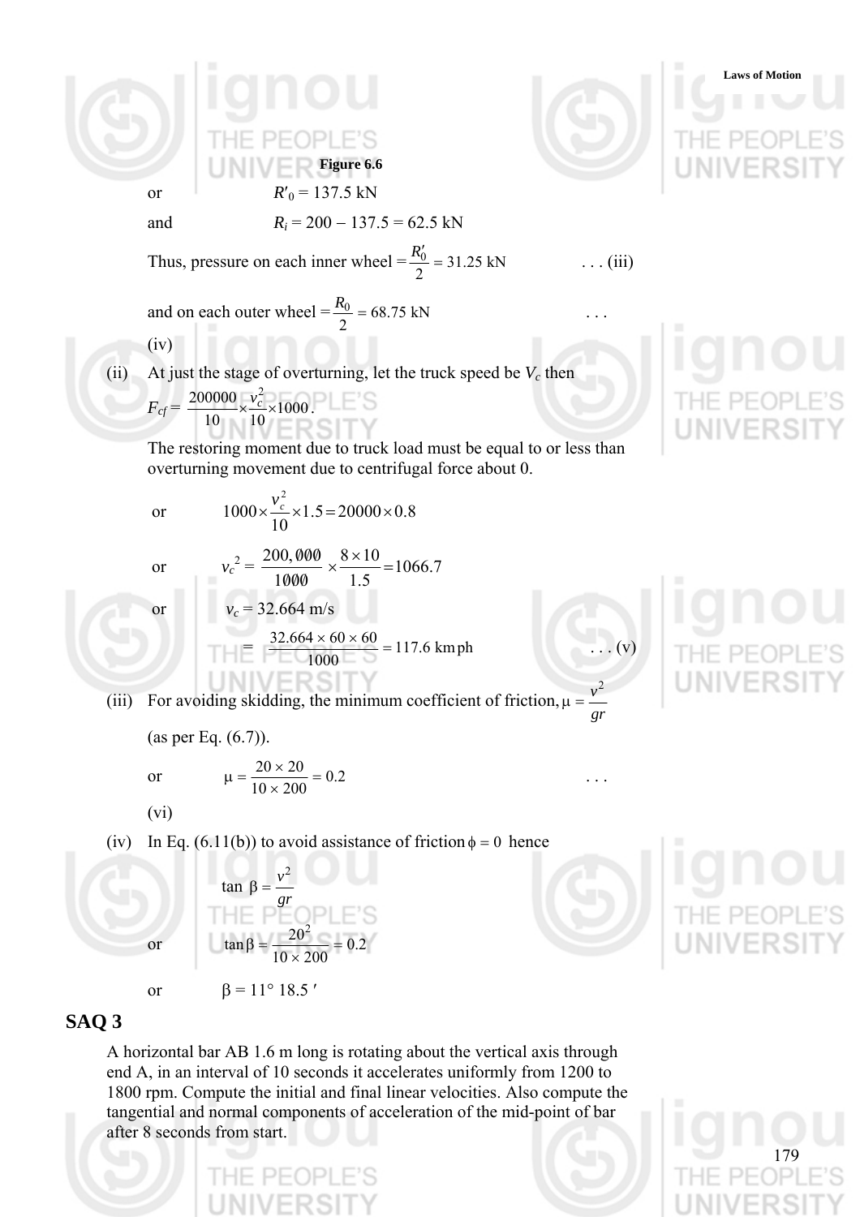**Figure 6.6**

or $R'_0 = 137.5$ kN

and $R_i = 200 - 137.5 = 62.5$ kN

Thus, pressure on each inner wheel $= \dfrac{R'_0}{2} = 31.25$ kN . . . (iii)

and on each outer wheel $= \dfrac{R_0}{2} = 68.75$ kN . . . (iv)

(ii) At just the stage of overturning, let the truck speed be $V_c$ then

$$F_{cf} = \frac{200000}{10} \times \frac{v_c^2}{10} \times 1000 .$$

The restoring moment due to truck load must be equal to or less than overturning movement due to centrifugal force about 0.

or $$1000 \times \frac{v_c^2}{10} \times 1.5 = 20000 \times 0.8$$

or $$v_c{}^2 = \frac{200,000}{1000} \times \frac{8 \times 10}{1.5} = 1066.7$$

or $v_c = 32.664$ m/s

$$= \frac{32.664 \times 60 \times 60}{1000} = 117.6 \text{ kmph} \quad \text{. . . (v)}$$

(iii) For avoiding skidding, the minimum coefficient of friction, $\mu = \dfrac{v^2}{gr}$ (as per Eq. (6.7)).

or $$\mu = \frac{20 \times 20}{10 \times 200} = 0.2 \quad \text{. . . (vi)}$$

(iv) In Eq. (6.11(b)) to avoid assistance of friction $\phi = 0$ hence

$$\tan \beta = \frac{v^2}{gr}$$

or $$\tan \beta = \frac{20^2}{10 \times 200} = 0.2$$

or $\beta = 11° \, 18.5'$

## SAQ 3

A horizontal bar AB 1.6 m long is rotating about the vertical axis through end A, in an interval of 10 seconds it accelerates uniformly from 1200 to 1800 rpm. Compute the initial and final linear velocities. Also compute the tangential and normal components of acceleration of the mid-point of bar after 8 seconds from start.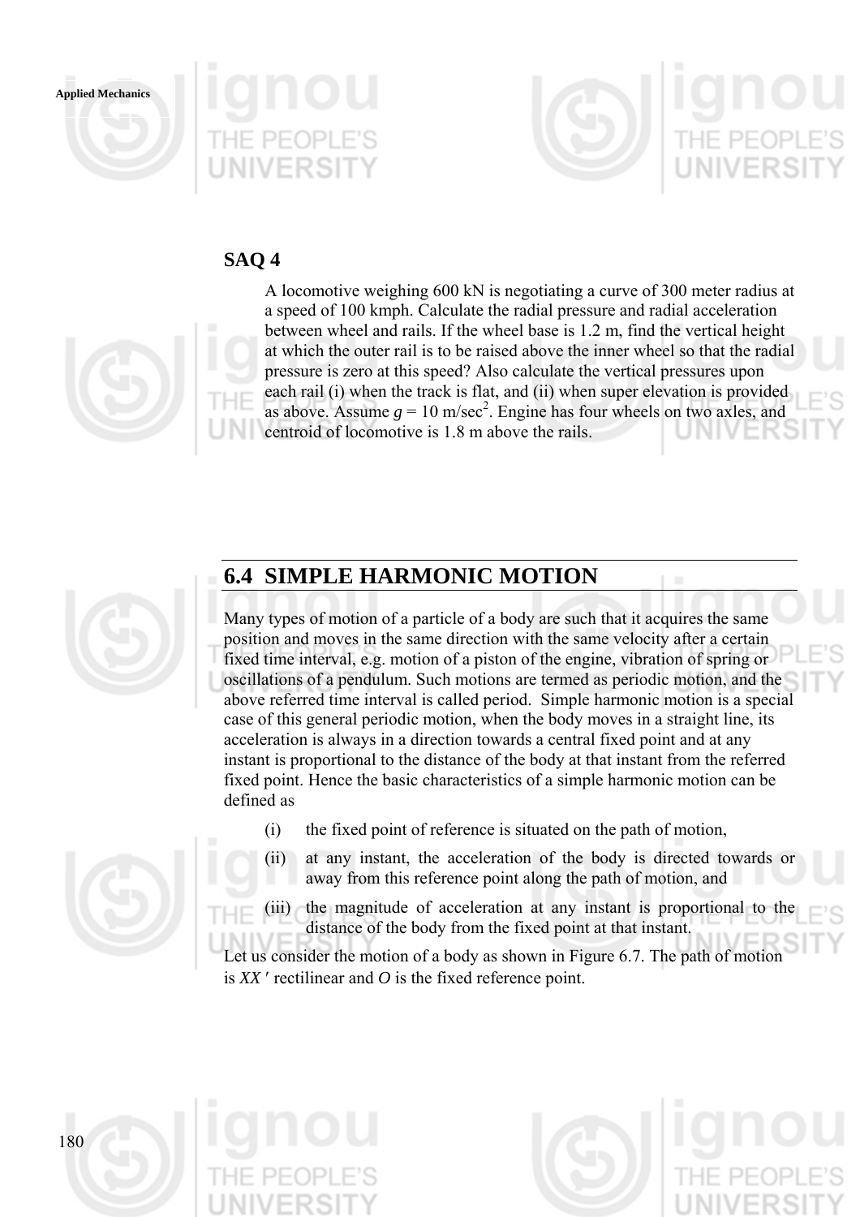## SAQ 4

A locomotive weighing 600 kN is negotiating a curve of 300 meter radius at a speed of 100 kmph. Calculate the radial pressure and radial acceleration between wheel and rails. If the wheel base is 1.2 m, find the vertical height at which the outer rail is to be raised above the inner wheel so that the radial pressure is zero at this speed? Also calculate the vertical pressures upon each rail (i) when the track is flat, and (ii) when super elevation is provided as above. Assume $g = 10$ m/sec$^2$. Engine has four wheels on two axles, and centroid of locomotive is 1.8 m above the rails.

## 6.4 SIMPLE HARMONIC MOTION

Many types of motion of a particle of a body are such that it acquires the same position and moves in the same direction with the same velocity after a certain fixed time interval, e.g. motion of a piston of the engine, vibration of spring or oscillations of a pendulum. Such motions are termed as periodic motion, and the above referred time interval is called period. Simple harmonic motion is a special case of this general periodic motion, when the body moves in a straight line, its acceleration is always in a direction towards a central fixed point and at any instant is proportional to the distance of the body at that instant from the referred fixed point. Hence the basic characteristics of a simple harmonic motion can be defined as

(i) the fixed point of reference is situated on the path of motion,

(ii) at any instant, the acceleration of the body is directed towards or away from this reference point along the path of motion, and

(iii) the magnitude of acceleration at any instant is proportional to the distance of the body from the fixed point at that instant.

Let us consider the motion of a body as shown in Figure 6.7. The path of motion is $XX'$ rectilinear and $O$ is the fixed reference point.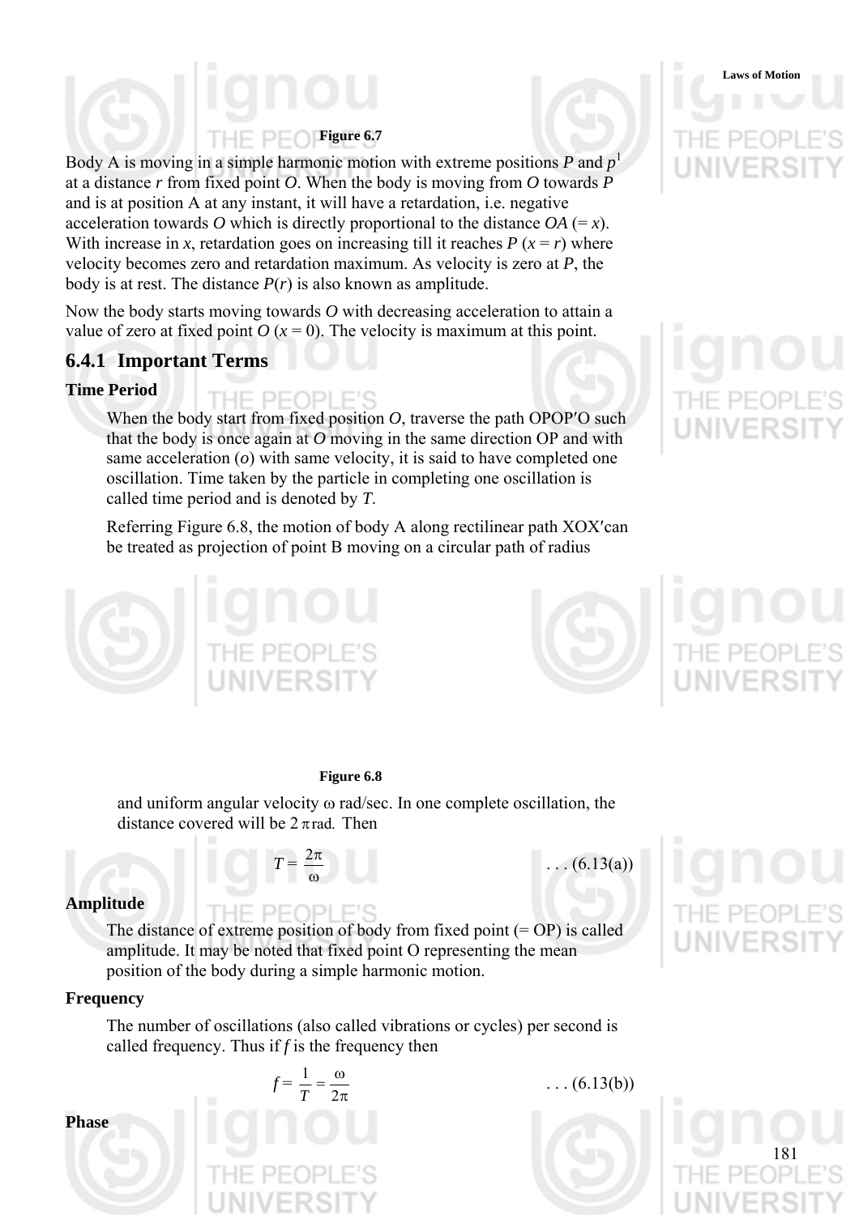**Figure 6.7**

Body A is moving in a simple harmonic motion with extreme positions *P* and $p^1$ at a distance *r* from fixed point *O*. When the body is moving from *O* towards *P* and is at position A at any instant, it will have a retardation, i.e. negative acceleration towards *O* which is directly proportional to the distance *OA* (= *x*). With increase in *x*, retardation goes on increasing till it reaches *P* ($x = r$) where velocity becomes zero and retardation maximum. As velocity is zero at *P*, the body is at rest. The distance *P*(*r*) is also known as amplitude.

Now the body starts moving towards *O* with decreasing acceleration to attain a value of zero at fixed point *O* ($x = 0$). The velocity is maximum at this point.

## 6.4.1 Important Terms

**Time Period**

When the body start from fixed position *O*, traverse the path OPOP′O such that the body is once again at *O* moving in the same direction OP and with same acceleration (*o*) with same velocity, it is said to have completed one oscillation. Time taken by the particle in completing one oscillation is called time period and is denoted by *T*.

Referring Figure 6.8, the motion of body A along rectilinear path XOX′can be treated as projection of point B moving on a circular path of radius

**Figure 6.8**

and uniform angular velocity ω rad/sec. In one complete oscillation, the distance covered will be $2\pi$ rad. Then

$$T = \frac{2\pi}{\omega} \qquad \ldots (6.13(a))$$

**Amplitude**

The distance of extreme position of body from fixed point (= OP) is called amplitude. It may be noted that fixed point O representing the mean position of the body during a simple harmonic motion.

**Frequency**

The number of oscillations (also called vibrations or cycles) per second is called frequency. Thus if *f* is the frequency then

$$f = \frac{1}{T} = \frac{\omega}{2\pi} \qquad \ldots (6.13(b))$$

**Phase**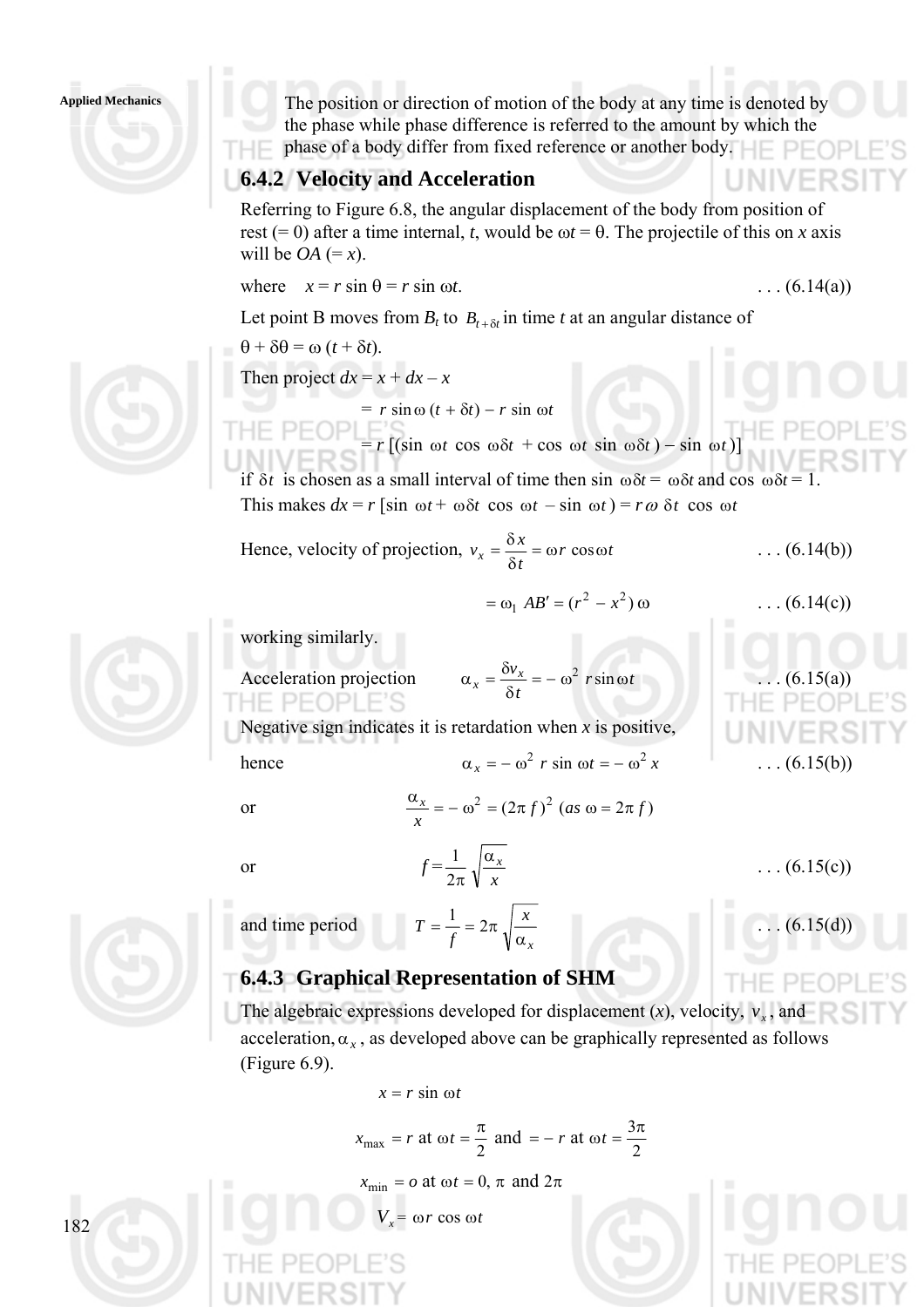The position or direction of motion of the body at any time is denoted by the phase while phase difference is referred to the amount by which the phase of a body differ from fixed reference or another body.

### 6.4.2 Velocity and Acceleration

Referring to Figure 6.8, the angular displacement of the body from position of rest (= 0) after a time internal, $t$, would be $\omega t = \theta$. The projectile of this on $x$ axis will be $OA$ (= $x$).

where $\quad x = r \sin \theta = r \sin \omega t$. $\quad$ . . . (6.14(a))

Let point B moves from $B_t$ to $B_{t+\delta t}$ in time $t$ at an angular distance of

$\theta + \delta\theta = \omega (t + \delta t)$.

Then project $dx = x + dx - x$

$$= r \sin \omega (t + \delta t) - r \sin \omega t$$

$$= r [(\sin \omega t \cos \omega \delta t + \cos \omega t \sin \omega \delta t) - \sin \omega t)]$$

if $\delta t$ is chosen as a small interval of time then $\sin \omega \delta t = \omega \delta t$ and $\cos \omega \delta t = 1$. This makes $dx = r [\sin \omega t + \omega \delta t \cos \omega t - \sin \omega t) = r\omega \, \delta t \cos \omega t$

Hence, velocity of projection, $v_x = \dfrac{\delta x}{\delta t} = \omega r \cos \omega t$ $\quad$ . . . (6.14(b))

$$= \omega_1 \, AB' = (r^2 - x^2) \, \omega \quad \text{. . . (6.14(c))}$$

working similarly.

Acceleration projection $\quad \alpha_x = \dfrac{\delta v_x}{\delta t} = - \omega^2 \, r \sin \omega t$ $\quad$ . . . (6.15(a))

Negative sign indicates it is retardation when $x$ is positive,

hence $\quad \alpha_x = - \omega^2 \, r \sin \omega t = - \omega^2 \, x$ $\quad$ . . . (6.15(b))

or $\quad \dfrac{\alpha_x}{x} = - \omega^2 = (2\pi f)^2 \; (as \; \omega = 2\pi f)$

or $\quad f = \dfrac{1}{2\pi} \sqrt{\dfrac{\alpha_x}{x}}$ $\quad$ . . . (6.15(c))

and time period $\quad T = \dfrac{1}{f} = 2\pi \sqrt{\dfrac{x}{\alpha_x}}$ $\quad$ . . . (6.15(d))

### 6.4.3 Graphical Representation of SHM

The algebraic expressions developed for displacement ($x$), velocity, $v_x$, and acceleration, $\alpha_x$, as developed above can be graphically represented as follows (Figure 6.9).

$$x = r \sin \omega t$$

$$x_{\max} = r \text{ at } \omega t = \frac{\pi}{2} \text{ and } = - r \text{ at } \omega t = \frac{3\pi}{2}$$

$$x_{\min} = o \text{ at } \omega t = 0, \pi \text{ and } 2\pi$$

$$V_x = \omega r \cos \omega t$$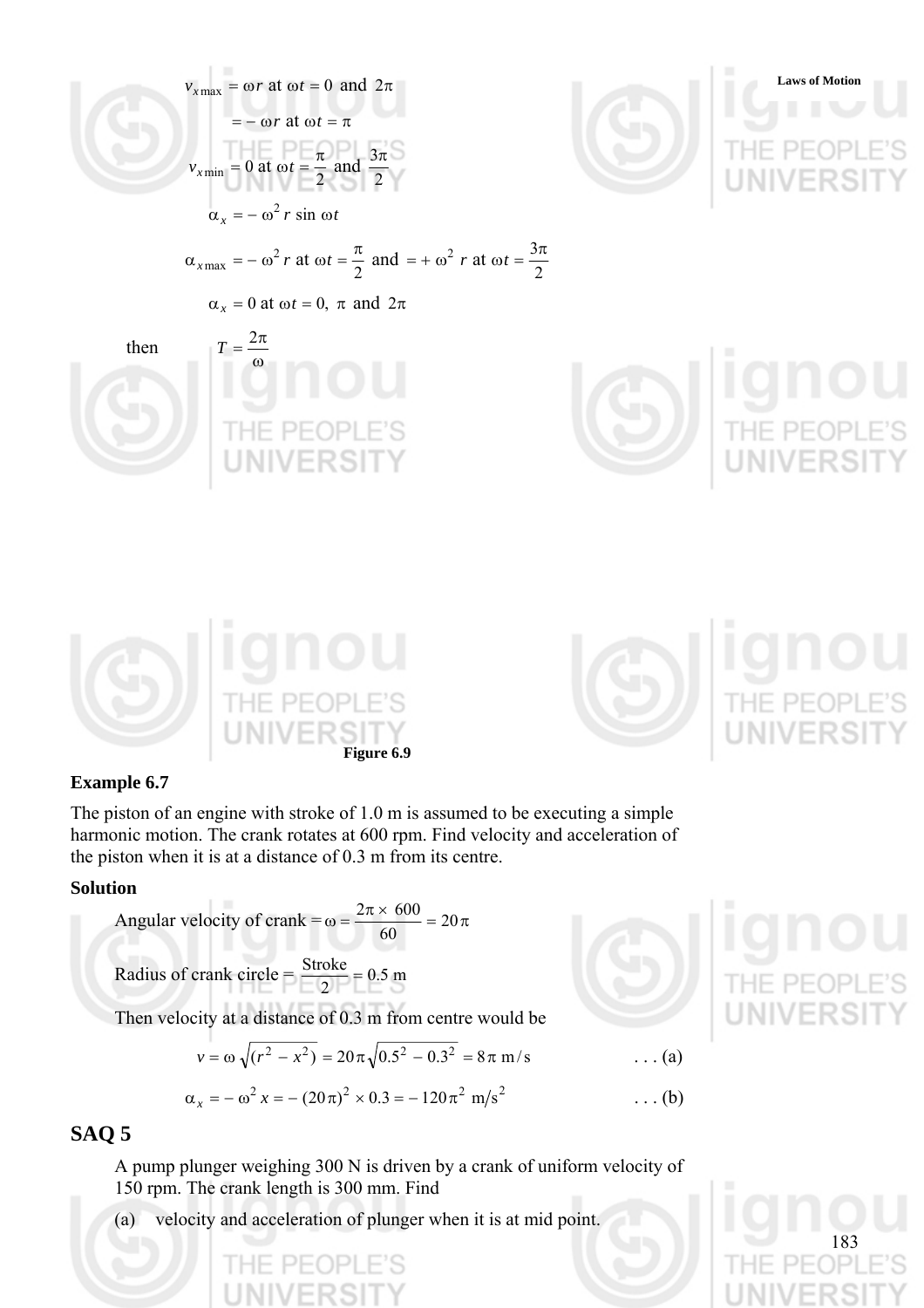$$v_{x\max} = \omega r \text{ at } \omega t = 0 \text{ and } 2\pi$$

$$= -\omega r \text{ at } \omega t = \pi$$

$$v_{x\min} = 0 \text{ at } \omega t = \frac{\pi}{2} \text{ and } \frac{3\pi}{2}$$

$$\alpha_x = -\omega^2 r \sin \omega t$$

$$\alpha_{x\max} = -\omega^2 r \text{ at } \omega t = \frac{\pi}{2} \text{ and } = +\omega^2 r \text{ at } \omega t = \frac{3\pi}{2}$$

$$\alpha_x = 0 \text{ at } \omega t = 0, \ \pi \text{ and } 2\pi$$

then $\quad T = \dfrac{2\pi}{\omega}$

**Figure 6.9**

### Example 6.7

The piston of an engine with stroke of 1.0 m is assumed to be executing a simple harmonic motion. The crank rotates at 600 rpm. Find velocity and acceleration of the piston when it is at a distance of 0.3 m from its centre.

**Solution**

Angular velocity of crank $= \omega = \dfrac{2\pi \times 600}{60} = 20\pi$

Radius of crank circle $= \dfrac{\text{Stroke}}{2} = 0.5$ m

Then velocity at a distance of 0.3 m from centre would be

$$v = \omega\sqrt{(r^2 - x^2)} = 20\pi\sqrt{0.5^2 - 0.3^2} = 8\pi \text{ m/s} \qquad \text{. . . (a)}$$

$$\alpha_x = -\omega^2 x = -(20\pi)^2 \times 0.3 = -120\pi^2 \text{ m/s}^2 \qquad \text{. . . (b)}$$

## SAQ 5

A pump plunger weighing 300 N is driven by a crank of uniform velocity of 150 rpm. The crank length is 300 mm. Find

(a) velocity and acceleration of plunger when it is at mid point.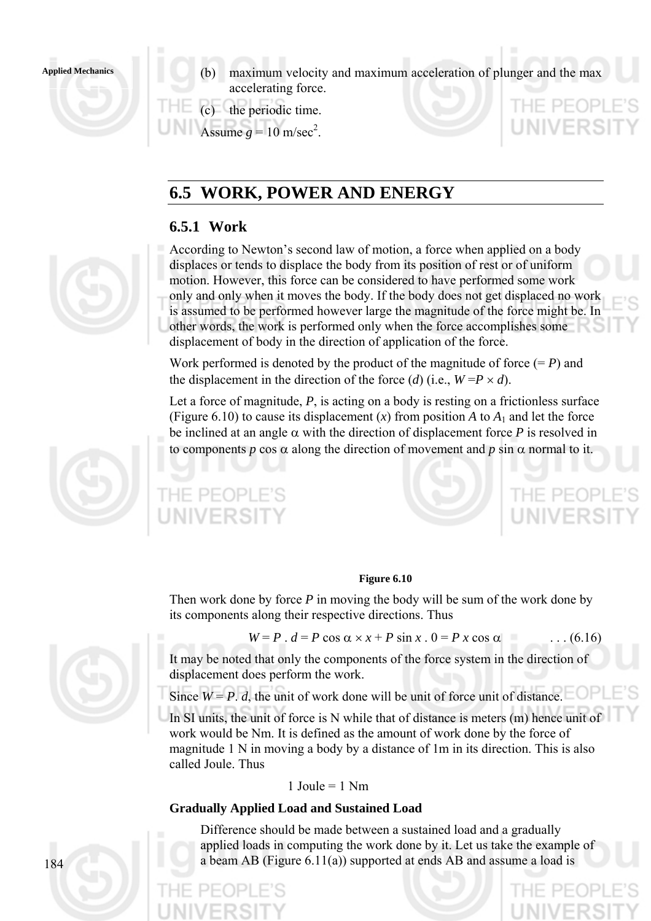(b) maximum velocity and maximum acceleration of plunger and the max accelerating force.

(c) the periodic time.

Assume $g = 10$ m/sec$^2$.

## 6.5 WORK, POWER AND ENERGY

### 6.5.1 Work

According to Newton's second law of motion, a force when applied on a body displaces or tends to displace the body from its position of rest or of uniform motion. However, this force can be considered to have performed some work only and only when it moves the body. If the body does not get displaced no work is assumed to be performed however large the magnitude of the force might be. In other words, the work is performed only when the force accomplishes some displacement of body in the direction of application of the force.

Work performed is denoted by the product of the magnitude of force (= $P$) and the displacement in the direction of the force ($d$) (i.e., $W = P \times d$).

Let a force of magnitude, $P$, is acting on a body is resting on a frictionless surface (Figure 6.10) to cause its displacement ($x$) from position $A$ to $A_1$ and let the force be inclined at an angle $\alpha$ with the direction of displacement force $P$ is resolved in to components $p \cos \alpha$ along the direction of movement and $p \sin \alpha$ normal to it.

**Figure 6.10**

Then work done by force $P$ in moving the body will be sum of the work done by its components along their respective directions. Thus

$$W = P \, . \, d = P \cos \alpha \times x + P \sin x \, . \, 0 = P \, x \cos \alpha \qquad \ldots (6.16)$$

It may be noted that only the components of the force system in the direction of displacement does perform the work.

Since $W = P. \, d$, the unit of work done will be unit of force unit of distance.

In SI units, the unit of force is N while that of distance is meters (m) hence unit of work would be Nm. It is defined as the amount of work done by the force of magnitude 1 N in moving a body by a distance of 1m in its direction. This is also called Joule. Thus

$$1 \text{ Joule} = 1 \text{ Nm}$$

**Gradually Applied Load and Sustained Load**

Difference should be made between a sustained load and a gradually applied loads in computing the work done by it. Let us take the example of a beam AB (Figure 6.11(a)) supported at ends AB and assume a load is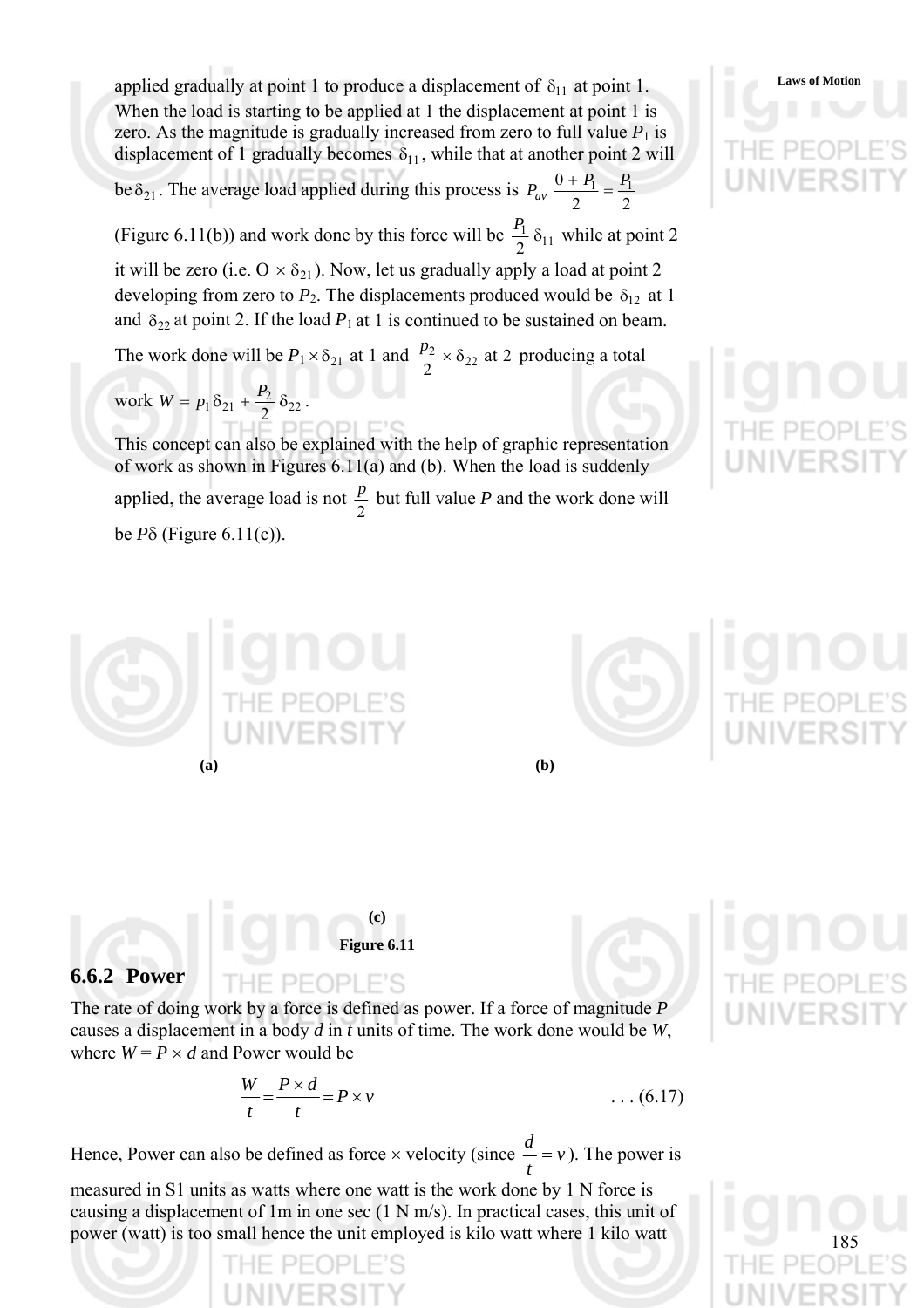applied gradually at point 1 to produce a displacement of $\delta_{11}$ at point 1. When the load is starting to be applied at 1 the displacement at point 1 is zero. As the magnitude is gradually increased from zero to full value $P_1$ is displacement of 1 gradually becomes $\delta_{11}$, while that at another point 2 will be $\delta_{21}$. The average load applied during this process is $P_{av} \frac{0 + P_1}{2} = \frac{P_1}{2}$ (Figure 6.11(b)) and work done by this force will be $\frac{P_1}{2} \delta_{11}$ while at point 2 it will be zero (i.e. $O \times \delta_{21}$). Now, let us gradually apply a load at point 2 developing from zero to $P_2$. The displacements produced would be $\delta_{12}$ at 1 and $\delta_{22}$ at point 2. If the load $P_1$ at 1 is continued to be sustained on beam. The work done will be $P_1 \times \delta_{21}$ at 1 and $\frac{p_2}{2} \times \delta_{22}$ at 2 producing a total work $W = p_1 \delta_{21} + \frac{P_2}{2} \delta_{22}$.

This concept can also be explained with the help of graphic representation of work as shown in Figures 6.11(a) and (b). When the load is suddenly applied, the average load is not $\frac{p}{2}$ but full value *P* and the work done will be $P\delta$ (Figure 6.11(c)).

**(a)** **(b)**

**(c)**

**Figure 6.11**

### 6.6.2 Power

The rate of doing work by a force is defined as power. If a force of magnitude *P* causes a displacement in a body *d* in *t* units of time. The work done would be *W*, where $W = P \times d$ and Power would be

$$\frac{W}{t} = \frac{P \times d}{t} = P \times v \qquad \text{. . . (6.17)}$$

Hence, Power can also be defined as force × velocity (since $\frac{d}{t} = v$). The power is measured in S1 units as watts where one watt is the work done by 1 N force is causing a displacement of 1m in one sec (1 N m/s). In practical cases, this unit of power (watt) is too small hence the unit employed is kilo watt where 1 kilo watt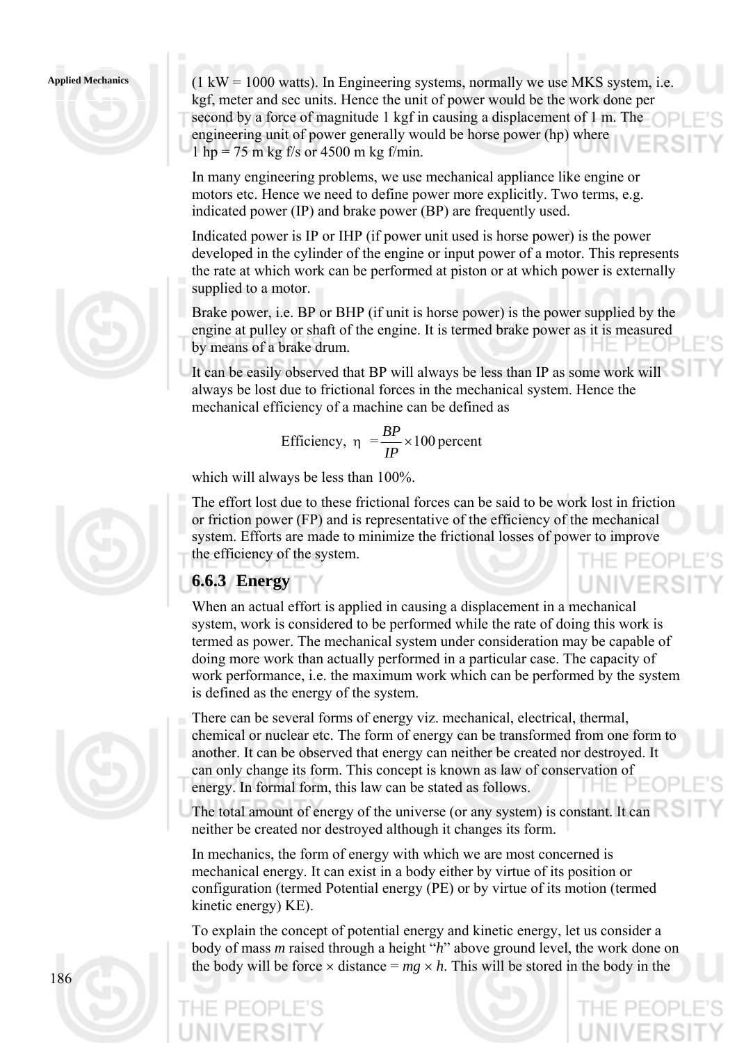(1 kW = 1000 watts). In Engineering systems, normally we use MKS system, i.e. kgf, meter and sec units. Hence the unit of power would be the work done per second by a force of magnitude 1 kgf in causing a displacement of 1 m. The engineering unit of power generally would be horse power (hp) where
1 hp = 75 m kg f/s or 4500 m kg f/min.

In many engineering problems, we use mechanical appliance like engine or motors etc. Hence we need to define power more explicitly. Two terms, e.g. indicated power (IP) and brake power (BP) are frequently used.

Indicated power is IP or IHP (if power unit used is horse power) is the power developed in the cylinder of the engine or input power of a motor. This represents the rate at which work can be performed at piston or at which power is externally supplied to a motor.

Brake power, i.e. BP or BHP (if unit is horse power) is the power supplied by the engine at pulley or shaft of the engine. It is termed brake power as it is measured by means of a brake drum.

It can be easily observed that BP will always be less than IP as some work will always be lost due to frictional forces in the mechanical system. Hence the mechanical efficiency of a machine can be defined as

$$\text{Efficiency, } \eta = \frac{BP}{IP} \times 100 \text{ percent}$$

which will always be less than 100%.

The effort lost due to these frictional forces can be said to be work lost in friction or friction power (FP) and is representative of the efficiency of the mechanical system. Efforts are made to minimize the frictional losses of power to improve the efficiency of the system.

### 6.6.3 Energy

When an actual effort is applied in causing a displacement in a mechanical system, work is considered to be performed while the rate of doing this work is termed as power. The mechanical system under consideration may be capable of doing more work than actually performed in a particular case. The capacity of work performance, i.e. the maximum work which can be performed by the system is defined as the energy of the system.

There can be several forms of energy viz. mechanical, electrical, thermal, chemical or nuclear etc. The form of energy can be transformed from one form to another. It can be observed that energy can neither be created nor destroyed. It can only change its form. This concept is known as law of conservation of energy. In formal form, this law can be stated as follows.

The total amount of energy of the universe (or any system) is constant. It can neither be created nor destroyed although it changes its form.

In mechanics, the form of energy with which we are most concerned is mechanical energy. It can exist in a body either by virtue of its position or configuration (termed Potential energy (PE) or by virtue of its motion (termed kinetic energy) KE).

To explain the concept of potential energy and kinetic energy, let us consider a body of mass $m$ raised through a height "$h$" above ground level, the work done on the body will be force × distance = $mg \times h$. This will be stored in the body in the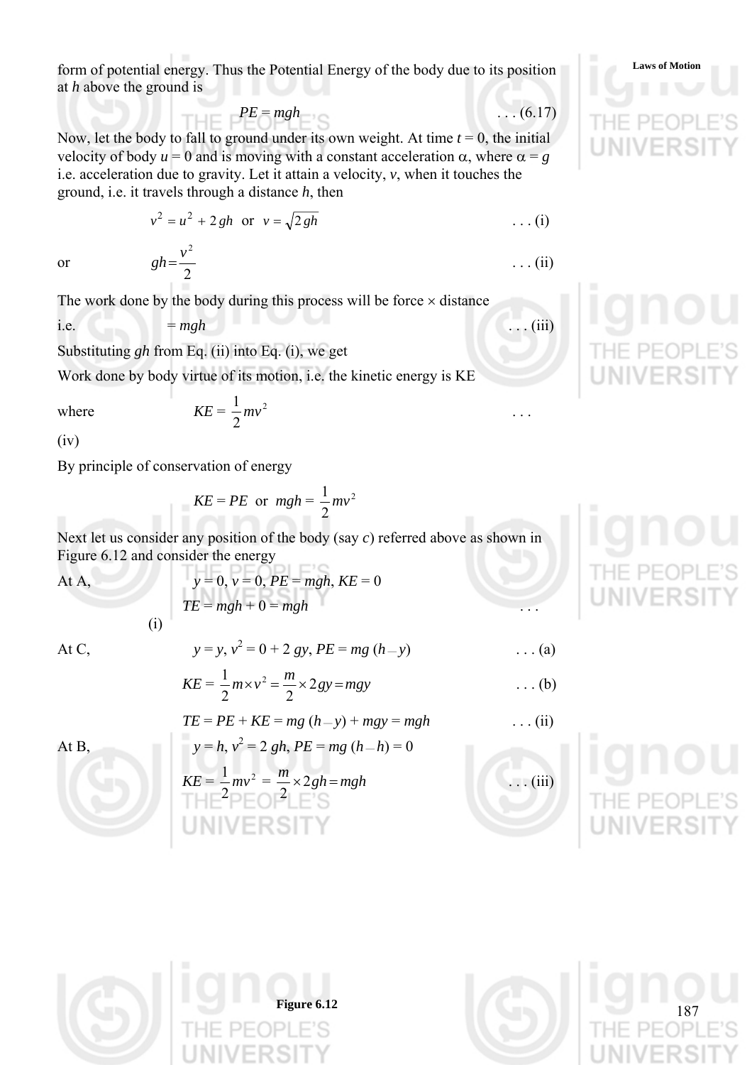form of potential energy. Thus the Potential Energy of the body due to its position at $h$ above the ground is

$$PE = mgh \qquad \ldots (6.17)$$

Now, let the body to fall to ground under its own weight. At time $t = 0$, the initial velocity of body $u = 0$ and is moving with a constant acceleration $\alpha$, where $\alpha = g$ i.e. acceleration due to gravity. Let it attain a velocity, $v$, when it touches the ground, i.e. it travels through a distance $h$, then

$$v^2 = u^2 + 2gh \text{ or } v = \sqrt{2gh} \qquad \ldots (i)$$

or

$$gh = \frac{v^2}{2} \qquad \ldots (ii)$$

The work done by the body during this process will be force × distance

i.e. $= mgh \qquad \ldots (iii)$

Substituting $gh$ from Eq. (ii) into Eq. (i), we get

Work done by body virtue of its motion, i.e. the kinetic energy is KE

where

$$KE = \frac{1}{2}mv^2 \qquad \ldots (iv)$$

By principle of conservation of energy

$$KE = PE \text{ or } mgh = \frac{1}{2}mv^2$$

Next let us consider any position of the body (say $c$) referred above as shown in Figure 6.12 and consider the energy

At A,

$$y = 0, v = 0, PE = mgh, KE = 0$$

$$TE = mgh + 0 = mgh \qquad \ldots (i)$$

At C,

$$y = y, v^2 = 0 + 2gy, PE = mg(h - y) \qquad \ldots (a)$$

$$KE = \frac{1}{2}m \times v^2 = \frac{m}{2} \times 2gy = mgy \qquad \ldots (b)$$

$$TE = PE + KE = mg(h - y) + mgy = mgh \qquad \ldots (ii)$$

At B,

$$y = h, v^2 = 2gh, PE = mg(h - h) = 0$$

$$KE = \frac{1}{2}mv^2 = \frac{m}{2} \times 2gh = mgh \qquad \ldots (iii)$$

**Figure 6.12**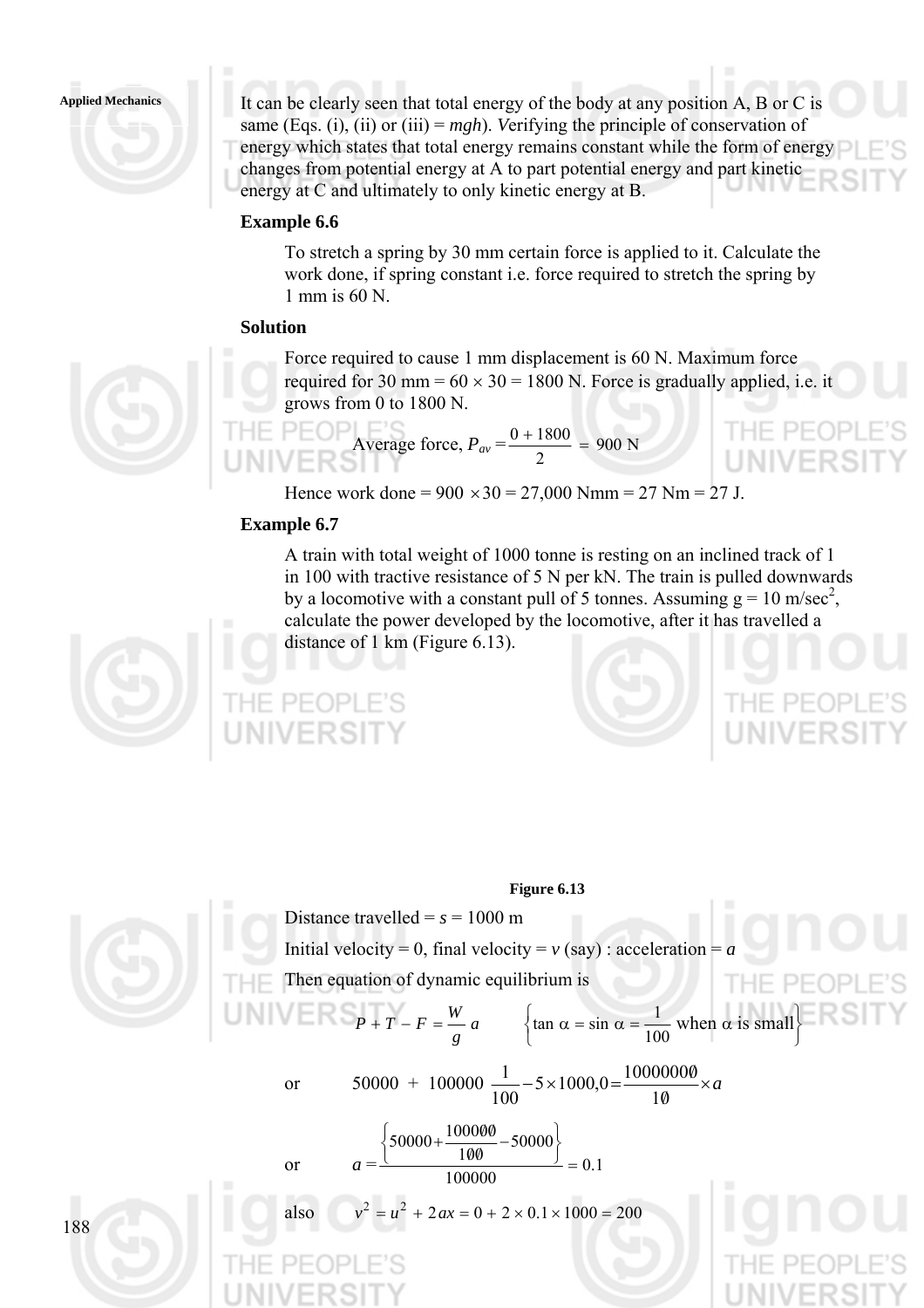It can be clearly seen that total energy of the body at any position A, B or C is same (Eqs. (i), (ii) or (iii) = *mgh*). *V*erifying the principle of conservation of energy which states that total energy remains constant while the form of energy changes from potential energy at A to part potential energy and part kinetic energy at C and ultimately to only kinetic energy at B.

### Example 6.6

To stretch a spring by 30 mm certain force is applied to it. Calculate the work done, if spring constant i.e. force required to stretch the spring by 1 mm is 60 N.

### Solution

Force required to cause 1 mm displacement is 60 N. Maximum force required for 30 mm = $60 \times 30 = 1800$ N. Force is gradually applied, i.e. it grows from 0 to 1800 N.

$$\text{Average force, } P_{av} = \frac{0 + 1800}{2} = 900 \text{ N}$$

Hence work done = $900 \times 30 = 27{,}000$ Nmm = 27 Nm = 27 J.

### Example 6.7

A train with total weight of 1000 tonne is resting on an inclined track of 1 in 100 with tractive resistance of 5 N per kN. The train is pulled downwards by a locomotive with a constant pull of 5 tonnes. Assuming g = 10 m/sec$^2$, calculate the power developed by the locomotive, after it has travelled a distance of 1 km (Figure 6.13).

**Figure 6.13**

Distance travelled = $s$ = 1000 m

Initial velocity = 0, final velocity = $v$ (say) : acceleration = $a$

Then equation of dynamic equilibrium is

$$P + T - F = \frac{W}{g}\, a \qquad \left\{ \tan \alpha = \sin \alpha = \frac{1}{100} \text{ when } \alpha \text{ is small} \right\}$$

or
$$50000 \; + \; 100000 \; \frac{1}{100} - 5 \times 1000{,}0 = \frac{10000000}{10} \times a$$

or
$$a = \frac{\left\{ 50000 + \dfrac{100000}{100} - 50000 \right\}}{100000} = 0.1$$

also
$$v^2 = u^2 + 2ax = 0 + 2 \times 0.1 \times 1000 = 200$$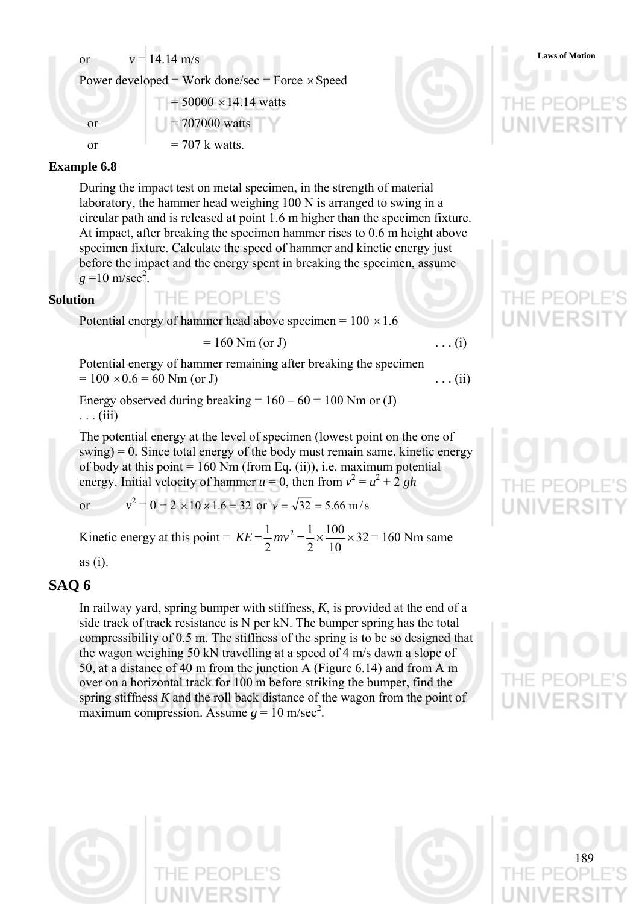or $v = 14.14$ m/s

Power developed = Work done/sec = Force $\times$ Speed

$= 50000 \times 14.14$ watts

or $= 707000$ watts

or $= 707$ k watts.

**Example 6.8**

During the impact test on metal specimen, in the strength of material laboratory, the hammer head weighing 100 N is arranged to swing in a circular path and is released at point 1.6 m higher than the specimen fixture. At impact, after breaking the specimen hammer rises to 0.6 m height above specimen fixture. Calculate the speed of hammer and kinetic energy just before the impact and the energy spent in breaking the specimen, assume $g = 10$ m/sec$^2$.

**Solution**

Potential energy of hammer head above specimen = $100 \times 1.6$

$= 160$ Nm (or J) . . . (i)

Potential energy of hammer remaining after breaking the specimen $= 100 \times 0.6 = 60$ Nm (or J) . . . (ii)

Energy observed during breaking = $160 - 60 = 100$ Nm or (J) . . . (iii)

The potential energy at the level of specimen (lowest point on the one of swing) = 0. Since total energy of the body must remain same, kinetic energy of body at this point = 160 Nm (from Eq. (ii)), i.e. maximum potential energy. Initial velocity of hammer $u = 0$, then from $v^2 = u^2 + 2\,gh$

or $v^2 = 0 + 2 \times 10 \times 1.6 = 32$ or $v = \sqrt{32} = 5.66$ m/s

Kinetic energy at this point = $KE = \frac{1}{2} mv^2 = \frac{1}{2} \times \frac{100}{10} \times 32 = 160$ Nm same as (i).

## SAQ 6

In railway yard, spring bumper with stiffness, $K$, is provided at the end of a side track of track resistance is N per kN. The bumper spring has the total compressibility of 0.5 m. The stiffness of the spring is to be so designed that the wagon weighing 50 kN travelling at a speed of 4 m/s dawn a slope of 50, at a distance of 40 m from the junction A (Figure 6.14) and from A m over on a horizontal track for 100 m before striking the bumper, find the spring stiffness $K$ and the roll back distance of the wagon from the point of maximum compression. Assume $g = 10$ m/sec$^2$.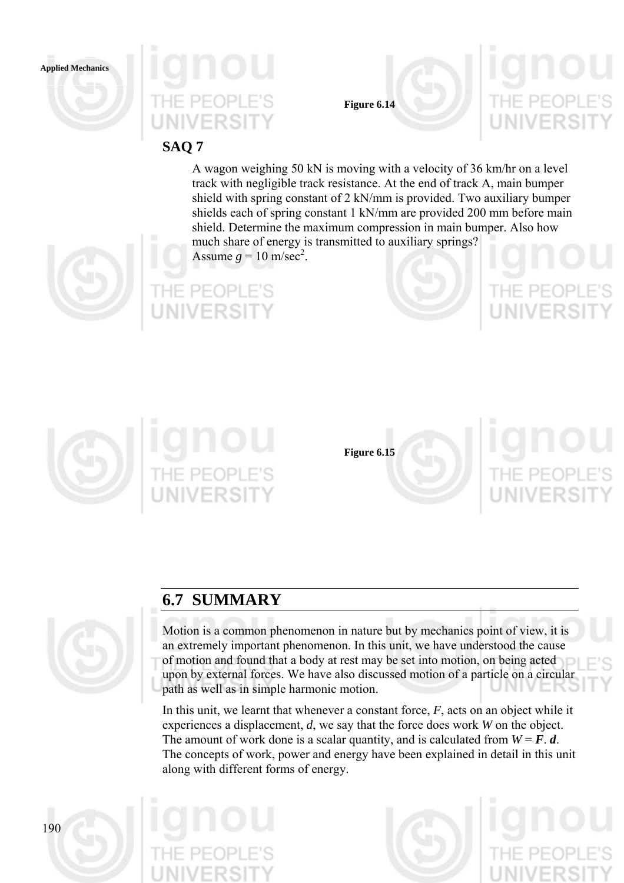Figure 6.14

## SAQ 7

A wagon weighing 50 kN is moving with a velocity of 36 km/hr on a level track with negligible track resistance. At the end of track A, main bumper shield with spring constant of 2 kN/mm is provided. Two auxiliary bumper shields each of spring constant 1 kN/mm are provided 200 mm before main shield. Determine the maximum compression in main bumper. Also how much share of energy is transmitted to auxiliary springs?

Assume $g = 10$ m/sec$^2$.

Figure 6.15

## 6.7 SUMMARY

Motion is a common phenomenon in nature but by mechanics point of view, it is an extremely important phenomenon. In this unit, we have understood the cause of motion and found that a body at rest may be set into motion, on being acted upon by external forces. We have also discussed motion of a particle on a circular path as well as in simple harmonic motion.

In this unit, we learnt that whenever a constant force, $F$, acts on an object while it experiences a displacement, $d$, we say that the force does work $W$ on the object. The amount of work done is a scalar quantity, and is calculated from $W = \boldsymbol{F} . \boldsymbol{d}$. The concepts of work, power and energy have been explained in detail in this unit along with different forms of energy.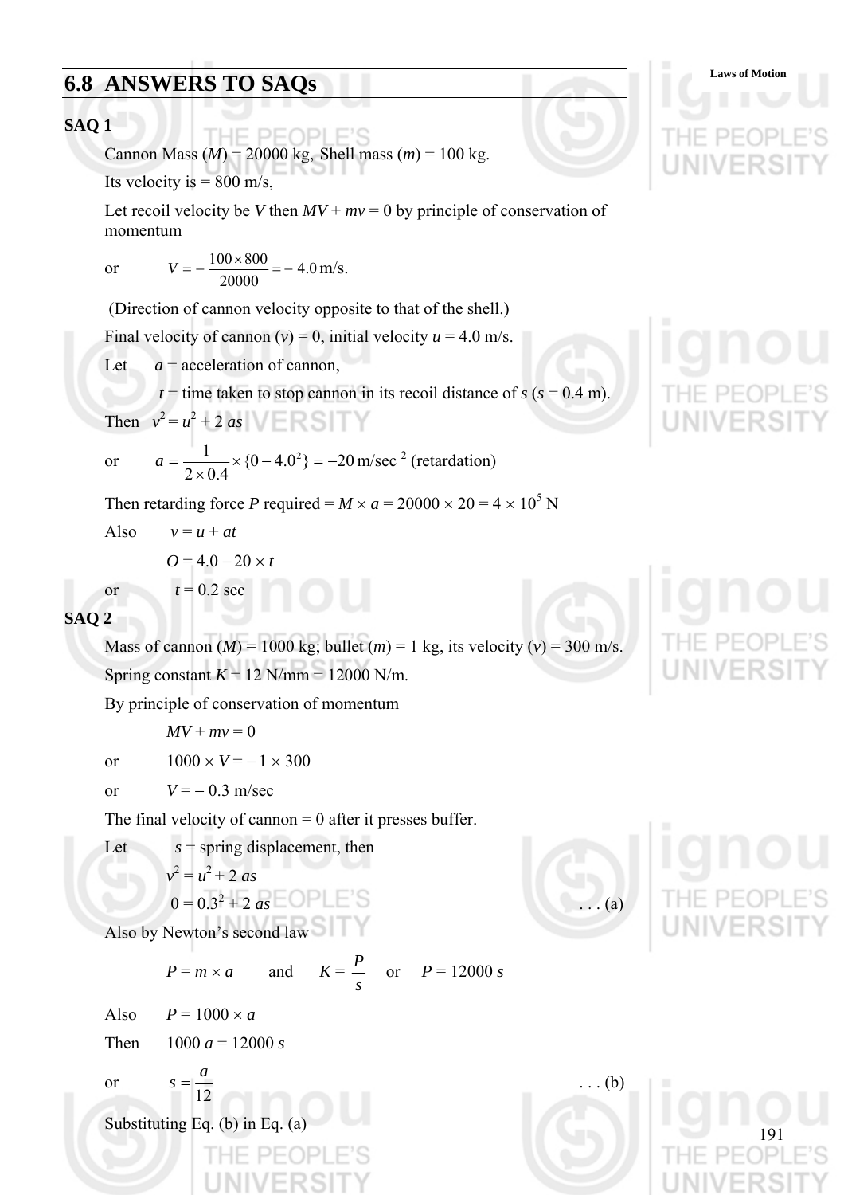## 6.8 ANSWERS TO SAQs

**SAQ 1**

Cannon Mass ($M$) = 20000 kg, Shell mass ($m$) = 100 kg.

Its velocity is = 800 m/s,

Let recoil velocity be $V$ then $MV + mv = 0$ by principle of conservation of momentum

or $$V = -\frac{100 \times 800}{20000} = -4.0 \text{ m/s.}$$

(Direction of cannon velocity opposite to that of the shell.)

Final velocity of cannon ($v$) = 0, initial velocity $u$ = 4.0 m/s.

Let $a$ = acceleration of cannon,

$t$ = time taken to stop cannon in its recoil distance of $s$ ($s$ = 0.4 m).

Then $v^2 = u^2 + 2\,as$

or $$a = \frac{1}{2 \times 0.4} \times \{0 - 4.0^2\} = -20 \text{ m/sec}^2 \text{ (retardation)}$$

Then retarding force $P$ required = $M \times a = 20000 \times 20 = 4 \times 10^5$ N

Also $v = u + at$

$O = 4.0 - 20 \times t$

or $t = 0.2$ sec

**SAQ 2**

Mass of cannon ($M$) = 1000 kg; bullet ($m$) = 1 kg, its velocity ($v$) = 300 m/s.

Spring constant $K$ = 12 N/mm = 12000 N/m.

By principle of conservation of momentum

$MV + mv = 0$

or $1000 \times V = -1 \times 300$

or $V = -0.3$ m/sec

The final velocity of cannon = 0 after it presses buffer.

Let $s$ = spring displacement, then

$v^2 = u^2 + 2\,as$

$0 = 0.3^2 + 2\,as$ . . . (a)

Also by Newton's second law

$P = m \times a$ and $K = \dfrac{P}{s}$ or $P = 12000\,s$

Also $P = 1000 \times a$

Then $1000\,a = 12000\,s$

or $s = \dfrac{a}{12}$ . . . (b)

Substituting Eq. (b) in Eq. (a)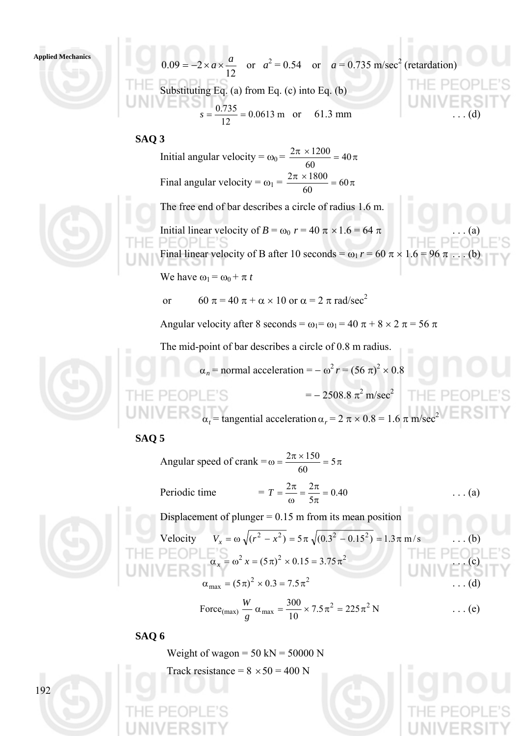$$0.09 = -2 \times a \times \frac{a}{12} \quad \text{or} \quad a^2 = 0.54 \quad \text{or} \quad a = 0.735 \text{ m/sec}^2 \text{ (retardation)}$$

Substituting Eq. (a) from Eq. (c) into Eq. (b)

$$s = \frac{0.735}{12} = 0.0613 \text{ m} \quad \text{or} \quad 61.3 \text{ mm} \qquad \ldots \text{(d)}$$

## SAQ 3

Initial angular velocity = $\omega_0 = \frac{2\pi \times 1200}{60} = 40\pi$

Final angular velocity = $\omega_1 = \frac{2\pi \times 1800}{60} = 60\pi$

The free end of bar describes a circle of radius 1.6 m.

Initial linear velocity of $B = \omega_0\, r = 40\,\pi \times 1.6 = 64\,\pi$ . . . (a)

Final linear velocity of B after 10 seconds = $\omega_1\, r = 60\,\pi \times 1.6 = 96\,\pi$ . . . (b)

We have $\omega_1 = \omega_0 + \pi\, t$

or $\quad 60\,\pi = 40\,\pi + \alpha \times 10$ or $\alpha = 2\,\pi$ rad/sec$^2$

Angular velocity after 8 seconds = $\omega_1 = \omega_1 = 40\,\pi + 8 \times 2\,\pi = 56\,\pi$

The mid-point of bar describes a circle of 0.8 m radius.

$$\alpha_n = \text{normal acceleration} = -\,\omega^2 r = (56\,\pi)^2 \times 0.8$$

$$= -\,2508.8\,\pi^2 \text{ m/sec}^2$$

$$\alpha_t = \text{tangential acceleration}\, \alpha_r = 2\,\pi \times 0.8 = 1.6\,\pi \text{ m/sec}^2$$

## SAQ 5

Angular speed of crank $= \omega = \frac{2\pi \times 150}{60} = 5\pi$

Periodic time $= T = \frac{2\pi}{\omega} = \frac{2\pi}{5\pi} = 0.40$ . . . (a)

Displacement of plunger = 0.15 m from its mean position

Velocity $\quad V_x = \omega\sqrt{(r^2 - x^2)} = 5\pi\sqrt{(0.3^2 - 0.15^2)} = 1.3\pi \text{ m/s}$ . . . (b)

$$\alpha_x = \omega^2\, x = (5\pi)^2 \times 0.15 = 3.75\,\pi^2 \qquad \ldots \text{(c)}$$

$$\alpha_{\max} = (5\pi)^2 \times 0.3 = 7.5\,\pi^2 \qquad \ldots \text{(d)}$$

$$\text{Force}_{(\max)}\ \frac{W}{g}\,\alpha_{\max} = \frac{300}{10} \times 7.5\,\pi^2 = 225\,\pi^2 \text{ N} \qquad \ldots \text{(e)}$$

## SAQ 6

Weight of wagon = 50 kN = 50000 N

Track resistance = 8 × 50 = 400 N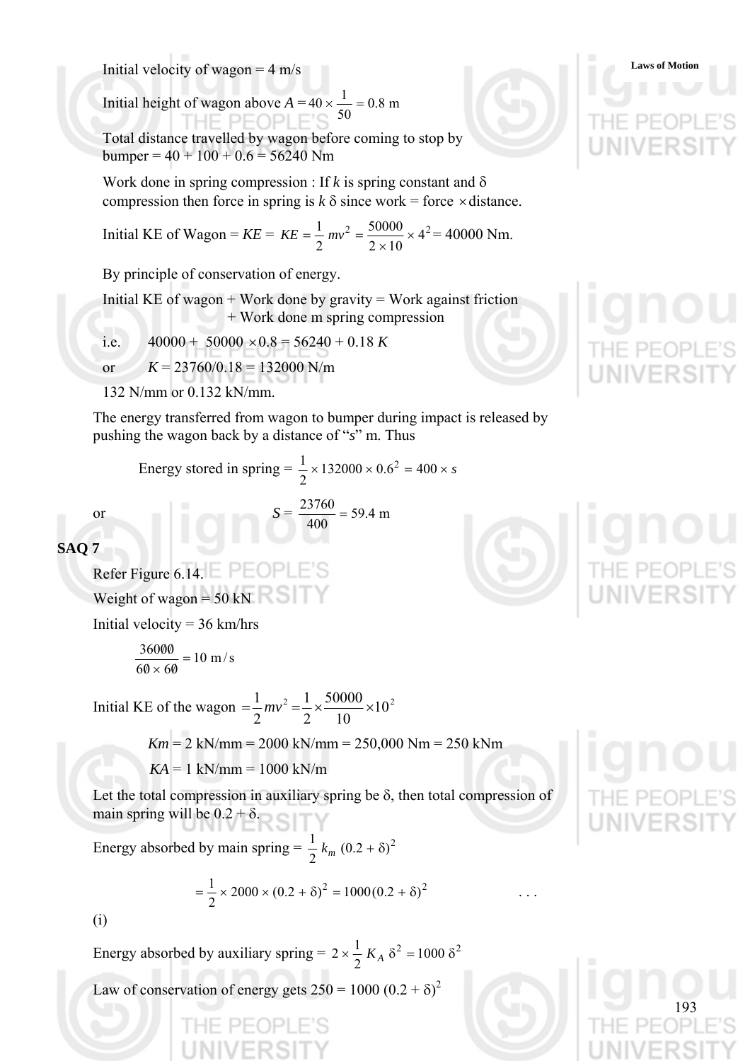Initial velocity of wagon = 4 m/s

Initial height of wagon above $A = 40 \times \frac{1}{50} = 0.8$ m

Total distance travelled by wagon before coming to stop by bumper = 40 + 100 + 0.6 = 56240 Nm

Work done in spring compression : If $k$ is spring constant and $\delta$ compression then force in spring is $k\,\delta$ since work = force $\times$ distance.

Initial KE of Wagon = $KE$ = $KE = \frac{1}{2} mv^2 = \frac{50000}{2 \times 10} \times 4^2$ = 40000 Nm.

By principle of conservation of energy.

Initial KE of wagon + Work done by gravity = Work against friction + Work done m spring compression

i.e. $\quad 40000 + 50000 \times 0.8 = 56240 + 0.18\,K$

or $\quad K = 23760/0.18 = 132000$ N/m

132 N/mm or 0.132 kN/mm.

The energy transferred from wagon to bumper during impact is released by pushing the wagon back by a distance of "$s$" m. Thus

$$\text{Energy stored in spring} = \frac{1}{2} \times 132000 \times 0.6^2 = 400 \times s$$

or
$$S = \frac{23760}{400} = 59.4 \text{ m}$$

**SAQ 7**

Refer Figure 6.14.

Weight of wagon = 50 kN

Initial velocity = 36 km/hrs

$$\frac{36000}{60 \times 60} = 10 \text{ m/s}$$

Initial KE of the wagon $= \frac{1}{2} mv^2 = \frac{1}{2} \times \frac{50000}{10} \times 10^2$

$Km$ = 2 kN/mm = 2000 kN/mm = 250,000 Nm = 250 kNm

$KA$ = 1 kN/mm = 1000 kN/m

Let the total compression in auxiliary spring be $\delta$, then total compression of main spring will be $0.2 + \delta$.

Energy absorbed by main spring = $\frac{1}{2} k_m (0.2 + \delta)^2$

$$= \frac{1}{2} \times 2000 \times (0.2 + \delta)^2 = 1000 (0.2 + \delta)^2 \qquad \ldots$$

(i)

Energy absorbed by auxiliary spring = $2 \times \frac{1}{2} K_A\, \delta^2 = 1000\, \delta^2$

Law of conservation of energy gets $250 = 1000\,(0.2 + \delta)^2$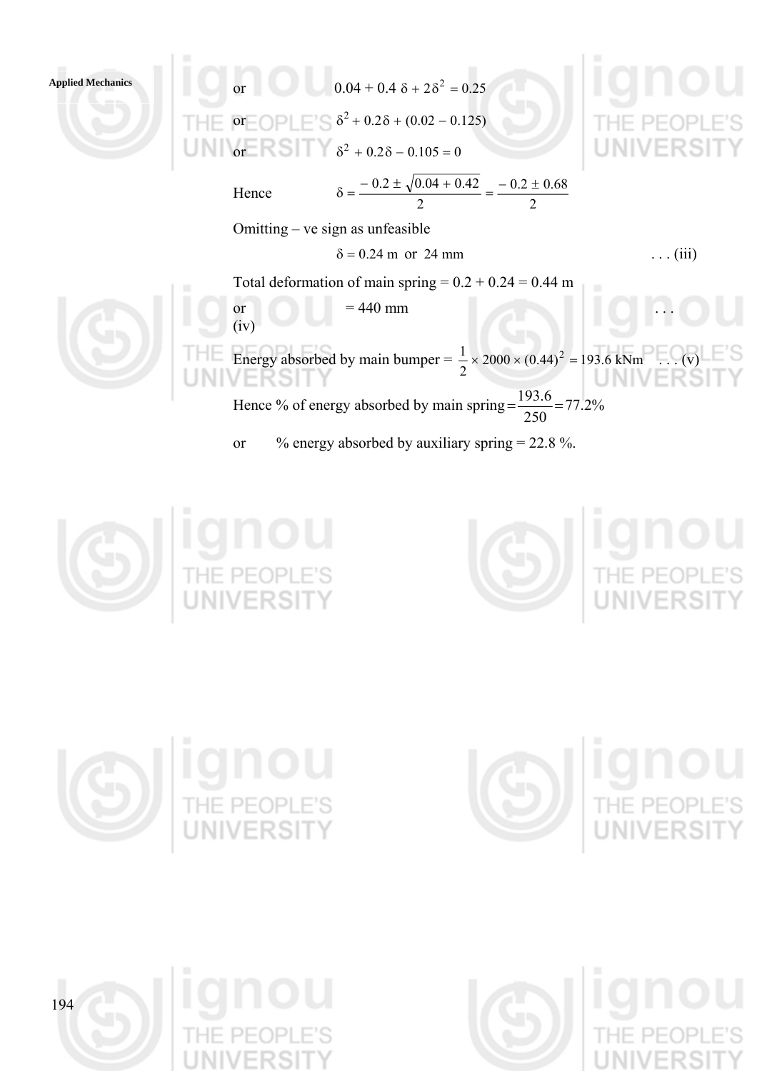or $\quad 0.04 + 0.4\ \delta + 2\delta^2 = 0.25$

or $\quad \delta^2 + 0.2\delta + (0.02 - 0.125)$

or $\quad \delta^2 + 0.2\delta - 0.105 = 0$

Hence $\quad \delta = \dfrac{-0.2 \pm \sqrt{0.04 + 0.42}}{2} = \dfrac{-0.2 \pm 0.68}{2}$

Omitting – ve sign as unfeasible

$$\delta = 0.24 \text{ m or } 24 \text{ mm} \quad \ldots \text{(iii)}$$

Total deformation of main spring = 0.2 + 0.24 = 0.44 m

or $\quad$ = 440 mm $\quad \ldots$ (iv)

Energy absorbed by main bumper = $\dfrac{1}{2} \times 2000 \times (0.44)^2 = 193.6$ kNm $\quad \ldots$ (v)

Hence % of energy absorbed by main spring = $\dfrac{193.6}{250} = 77.2\%$

or $\quad$ % energy absorbed by auxiliary spring = 22.8 %.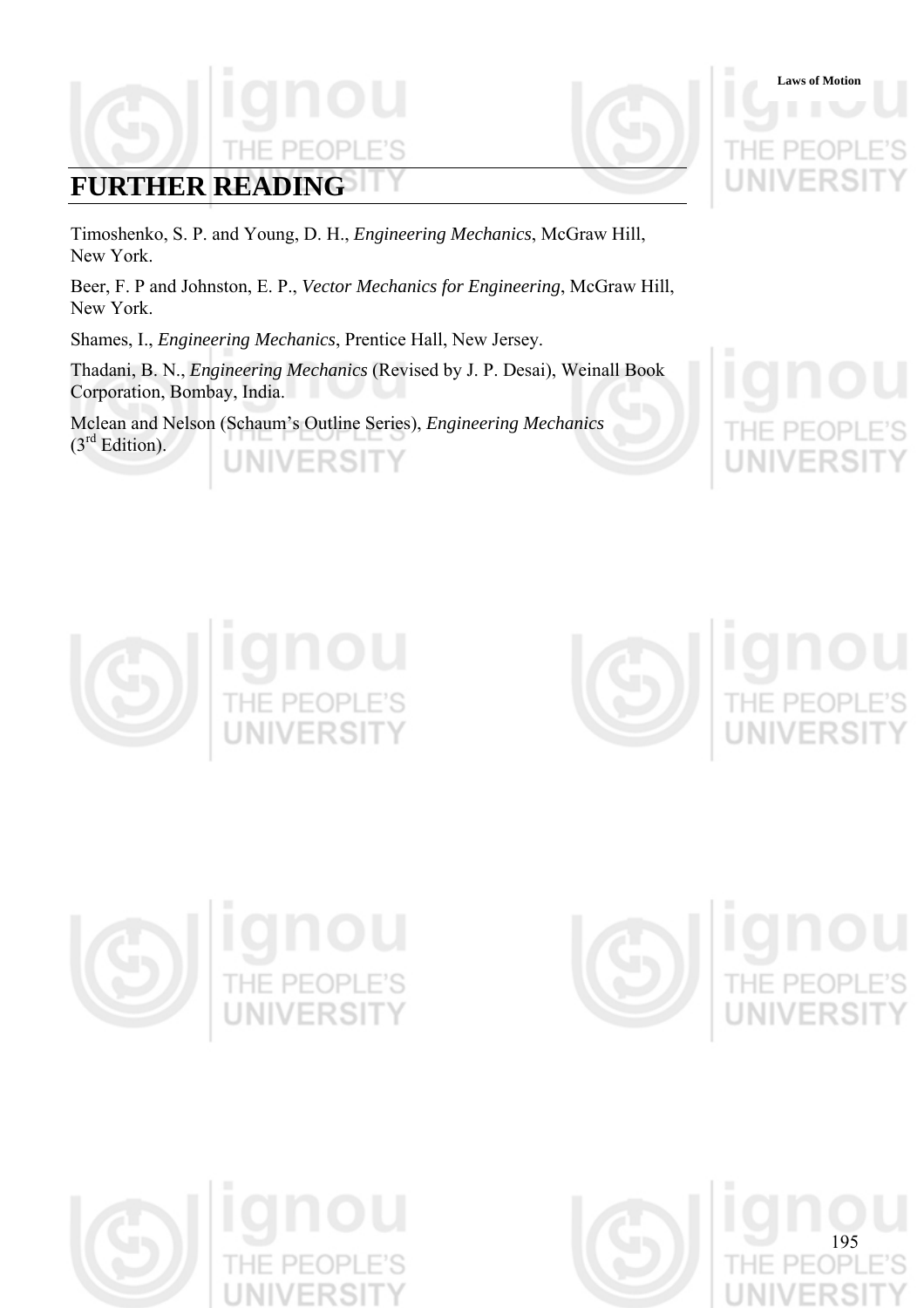## FURTHER READING

Timoshenko, S. P. and Young, D. H., *Engineering Mechanics*, McGraw Hill, New York.

Beer, F. P and Johnston, E. P., *Vector Mechanics for Engineering*, McGraw Hill, New York.

Shames, I., *Engineering Mechanics*, Prentice Hall, New Jersey.

Thadani, B. N., *Engineering Mechanics* (Revised by J. P. Desai), Weinall Book Corporation, Bombay, India.

Mclean and Nelson (Schaum's Outline Series), *Engineering Mechanics* (3rd Edition).